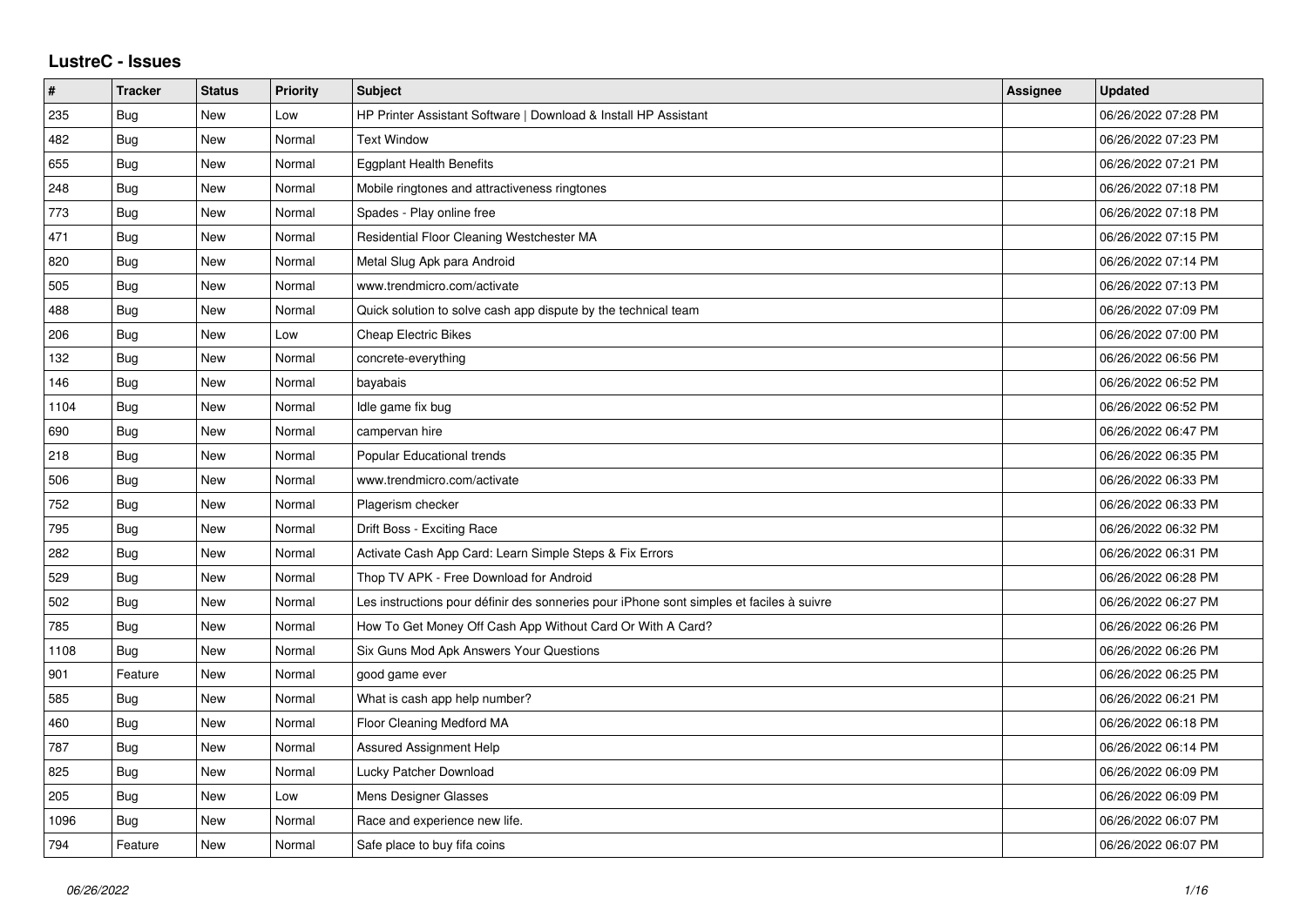## LustreC - Issues

| # | Tracker | Status | Priority | Subject | Assignee | Updated |
|---|---|---|---|---|---|---|
| 235 | Bug | New | Low | HP Printer Assistant Software \| Download & Install HP Assistant | | 06/26/2022 07:28 PM |
| 482 | Bug | New | Normal | Text Window | | 06/26/2022 07:23 PM |
| 655 | Bug | New | Normal | Eggplant Health Benefits | | 06/26/2022 07:21 PM |
| 248 | Bug | New | Normal | Mobile ringtones and attractiveness ringtones | | 06/26/2022 07:18 PM |
| 773 | Bug | New | Normal | Spades - Play online free | | 06/26/2022 07:18 PM |
| 471 | Bug | New | Normal | Residential Floor Cleaning Westchester MA | | 06/26/2022 07:15 PM |
| 820 | Bug | New | Normal | Metal Slug Apk para Android | | 06/26/2022 07:14 PM |
| 505 | Bug | New | Normal | www.trendmicro.com/activate | | 06/26/2022 07:13 PM |
| 488 | Bug | New | Normal | Quick solution to solve cash app dispute by the technical team | | 06/26/2022 07:09 PM |
| 206 | Bug | New | Low | Cheap Electric Bikes | | 06/26/2022 07:00 PM |
| 132 | Bug | New | Normal | concrete-everything | | 06/26/2022 06:56 PM |
| 146 | Bug | New | Normal | bayabais | | 06/26/2022 06:52 PM |
| 1104 | Bug | New | Normal | Idle game fix bug | | 06/26/2022 06:52 PM |
| 690 | Bug | New | Normal | campervan hire | | 06/26/2022 06:47 PM |
| 218 | Bug | New | Normal | Popular Educational trends | | 06/26/2022 06:35 PM |
| 506 | Bug | New | Normal | www.trendmicro.com/activate | | 06/26/2022 06:33 PM |
| 752 | Bug | New | Normal | Plagerism checker | | 06/26/2022 06:33 PM |
| 795 | Bug | New | Normal | Drift Boss - Exciting Race | | 06/26/2022 06:32 PM |
| 282 | Bug | New | Normal | Activate Cash App Card: Learn Simple Steps & Fix Errors | | 06/26/2022 06:31 PM |
| 529 | Bug | New | Normal | Thop TV APK - Free Download for Android | | 06/26/2022 06:28 PM |
| 502 | Bug | New | Normal | Les instructions pour définir des sonneries pour iPhone sont simples et faciles à suivre | | 06/26/2022 06:27 PM |
| 785 | Bug | New | Normal | How To Get Money Off Cash App Without Card Or With A Card? | | 06/26/2022 06:26 PM |
| 1108 | Bug | New | Normal | Six Guns Mod Apk Answers Your Questions | | 06/26/2022 06:26 PM |
| 901 | Feature | New | Normal | good game ever | | 06/26/2022 06:25 PM |
| 585 | Bug | New | Normal | What is cash app help number? | | 06/26/2022 06:21 PM |
| 460 | Bug | New | Normal | Floor Cleaning Medford MA | | 06/26/2022 06:18 PM |
| 787 | Bug | New | Normal | Assured Assignment Help | | 06/26/2022 06:14 PM |
| 825 | Bug | New | Normal | Lucky Patcher Download | | 06/26/2022 06:09 PM |
| 205 | Bug | New | Low | Mens Designer Glasses | | 06/26/2022 06:09 PM |
| 1096 | Bug | New | Normal | Race and experience new life. | | 06/26/2022 06:07 PM |
| 794 | Feature | New | Normal | Safe place to buy fifa coins | | 06/26/2022 06:07 PM |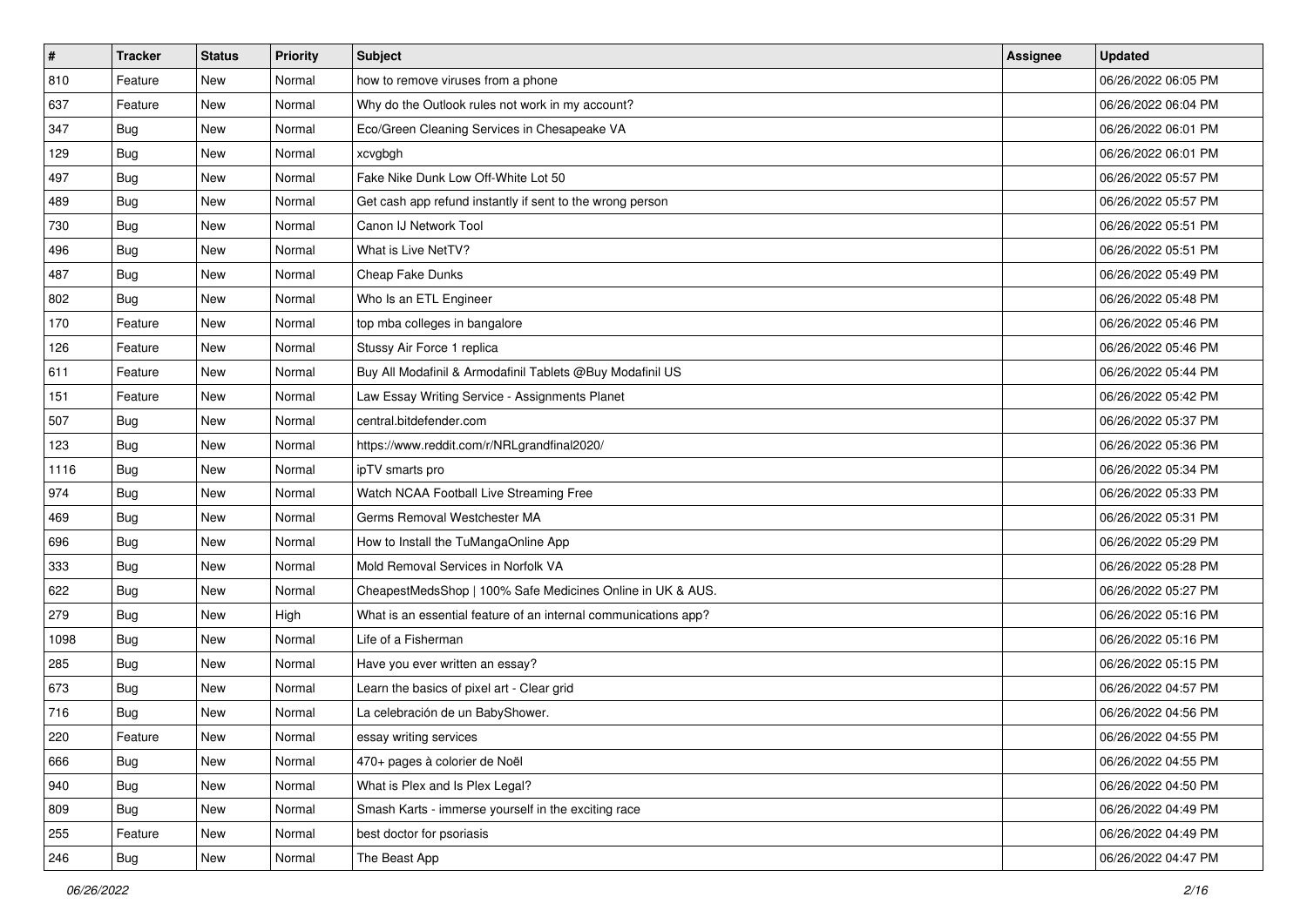| # | Tracker | Status | Priority | Subject | Assignee | Updated |
|---|---|---|---|---|---|---|
| 810 | Feature | New | Normal | how to remove viruses from a phone | | 06/26/2022 06:05 PM |
| 637 | Feature | New | Normal | Why do the Outlook rules not work in my account? | | 06/26/2022 06:04 PM |
| 347 | Bug | New | Normal | Eco/Green Cleaning Services in Chesapeake VA | | 06/26/2022 06:01 PM |
| 129 | Bug | New | Normal | xcvgbgh | | 06/26/2022 06:01 PM |
| 497 | Bug | New | Normal | Fake Nike Dunk Low Off-White Lot 50 | | 06/26/2022 05:57 PM |
| 489 | Bug | New | Normal | Get cash app refund instantly if sent to the wrong person | | 06/26/2022 05:57 PM |
| 730 | Bug | New | Normal | Canon IJ Network Tool | | 06/26/2022 05:51 PM |
| 496 | Bug | New | Normal | What is Live NetTV? | | 06/26/2022 05:51 PM |
| 487 | Bug | New | Normal | Cheap Fake Dunks | | 06/26/2022 05:49 PM |
| 802 | Bug | New | Normal | Who Is an ETL Engineer | | 06/26/2022 05:48 PM |
| 170 | Feature | New | Normal | top mba colleges in bangalore | | 06/26/2022 05:46 PM |
| 126 | Feature | New | Normal | Stussy Air Force 1 replica | | 06/26/2022 05:46 PM |
| 611 | Feature | New | Normal | Buy All Modafinil & Armodafinil Tablets @Buy Modafinil US | | 06/26/2022 05:44 PM |
| 151 | Feature | New | Normal | Law Essay Writing Service - Assignments Planet | | 06/26/2022 05:42 PM |
| 507 | Bug | New | Normal | central.bitdefender.com | | 06/26/2022 05:37 PM |
| 123 | Bug | New | Normal | https://www.reddit.com/r/NRLgrandfinal2020/ | | 06/26/2022 05:36 PM |
| 1116 | Bug | New | Normal | ipTV smarts pro | | 06/26/2022 05:34 PM |
| 974 | Bug | New | Normal | Watch NCAA Football Live Streaming Free | | 06/26/2022 05:33 PM |
| 469 | Bug | New | Normal | Germs Removal Westchester MA | | 06/26/2022 05:31 PM |
| 696 | Bug | New | Normal | How to Install the TuMangaOnline App | | 06/26/2022 05:29 PM |
| 333 | Bug | New | Normal | Mold Removal Services in Norfolk VA | | 06/26/2022 05:28 PM |
| 622 | Bug | New | Normal | CheapestMedsShop \| 100% Safe Medicines Online in UK & AUS. | | 06/26/2022 05:27 PM |
| 279 | Bug | New | High | What is an essential feature of an internal communications app? | | 06/26/2022 05:16 PM |
| 1098 | Bug | New | Normal | Life of a Fisherman | | 06/26/2022 05:16 PM |
| 285 | Bug | New | Normal | Have you ever written an essay? | | 06/26/2022 05:15 PM |
| 673 | Bug | New | Normal | Learn the basics of pixel art - Clear grid | | 06/26/2022 04:57 PM |
| 716 | Bug | New | Normal | La celebración de un BabyShower. | | 06/26/2022 04:56 PM |
| 220 | Feature | New | Normal | essay writing services | | 06/26/2022 04:55 PM |
| 666 | Bug | New | Normal | 470+ pages à colorier de Noël | | 06/26/2022 04:55 PM |
| 940 | Bug | New | Normal | What is Plex and Is Plex Legal? | | 06/26/2022 04:50 PM |
| 809 | Bug | New | Normal | Smash Karts - immerse yourself in the exciting race | | 06/26/2022 04:49 PM |
| 255 | Feature | New | Normal | best doctor for psoriasis | | 06/26/2022 04:49 PM |
| 246 | Bug | New | Normal | The Beast App | | 06/26/2022 04:47 PM |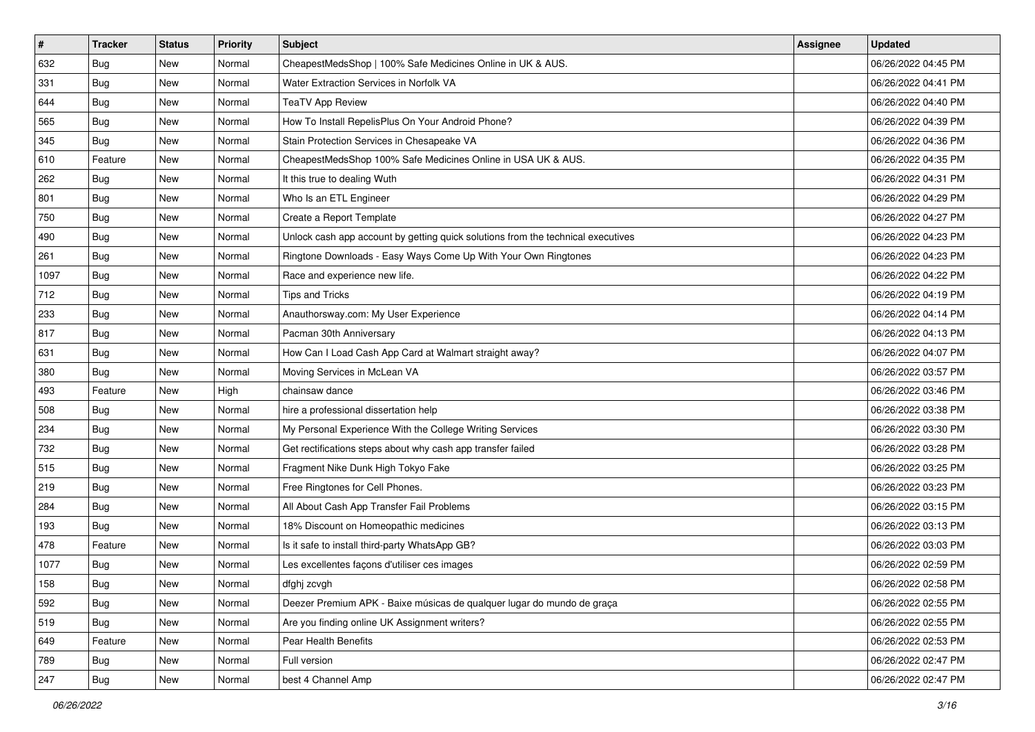| # | Tracker | Status | Priority | Subject | Assignee | Updated |
|---|---|---|---|---|---|---|
| 632 | Bug | New | Normal | CheapestMedsShop \| 100% Safe Medicines Online in UK & AUS. | | 06/26/2022 04:45 PM |
| 331 | Bug | New | Normal | Water Extraction Services in Norfolk VA | | 06/26/2022 04:41 PM |
| 644 | Bug | New | Normal | TeaTV App Review | | 06/26/2022 04:40 PM |
| 565 | Bug | New | Normal | How To Install RepelisPlus On Your Android Phone? | | 06/26/2022 04:39 PM |
| 345 | Bug | New | Normal | Stain Protection Services in Chesapeake VA | | 06/26/2022 04:36 PM |
| 610 | Feature | New | Normal | CheapestMedsShop 100% Safe Medicines Online in USA UK & AUS. | | 06/26/2022 04:35 PM |
| 262 | Bug | New | Normal | It this true to dealing Wuth | | 06/26/2022 04:31 PM |
| 801 | Bug | New | Normal | Who Is an ETL Engineer | | 06/26/2022 04:29 PM |
| 750 | Bug | New | Normal | Create a Report Template | | 06/26/2022 04:27 PM |
| 490 | Bug | New | Normal | Unlock cash app account by getting quick solutions from the technical executives | | 06/26/2022 04:23 PM |
| 261 | Bug | New | Normal | Ringtone Downloads - Easy Ways Come Up With Your Own Ringtones | | 06/26/2022 04:23 PM |
| 1097 | Bug | New | Normal | Race and experience new life. | | 06/26/2022 04:22 PM |
| 712 | Bug | New | Normal | Tips and Tricks | | 06/26/2022 04:19 PM |
| 233 | Bug | New | Normal | Anauthorsway.com: My User Experience | | 06/26/2022 04:14 PM |
| 817 | Bug | New | Normal | Pacman 30th Anniversary | | 06/26/2022 04:13 PM |
| 631 | Bug | New | Normal | How Can I Load Cash App Card at Walmart straight away? | | 06/26/2022 04:07 PM |
| 380 | Bug | New | Normal | Moving Services in McLean VA | | 06/26/2022 03:57 PM |
| 493 | Feature | New | High | chainsaw dance | | 06/26/2022 03:46 PM |
| 508 | Bug | New | Normal | hire a professional dissertation help | | 06/26/2022 03:38 PM |
| 234 | Bug | New | Normal | My Personal Experience With the College Writing Services | | 06/26/2022 03:30 PM |
| 732 | Bug | New | Normal | Get rectifications steps about why cash app transfer failed | | 06/26/2022 03:28 PM |
| 515 | Bug | New | Normal | Fragment Nike Dunk High Tokyo Fake | | 06/26/2022 03:25 PM |
| 219 | Bug | New | Normal | Free Ringtones for Cell Phones. | | 06/26/2022 03:23 PM |
| 284 | Bug | New | Normal | All About Cash App Transfer Fail Problems | | 06/26/2022 03:15 PM |
| 193 | Bug | New | Normal | 18% Discount on Homeopathic medicines | | 06/26/2022 03:13 PM |
| 478 | Feature | New | Normal | Is it safe to install third-party WhatsApp GB? | | 06/26/2022 03:03 PM |
| 1077 | Bug | New | Normal | Les excellentes façons d'utiliser ces images | | 06/26/2022 02:59 PM |
| 158 | Bug | New | Normal | dfghj zcvgh | | 06/26/2022 02:58 PM |
| 592 | Bug | New | Normal | Deezer Premium APK - Baixe músicas de qualquer lugar do mundo de graça | | 06/26/2022 02:55 PM |
| 519 | Bug | New | Normal | Are you finding online UK Assignment writers? | | 06/26/2022 02:55 PM |
| 649 | Feature | New | Normal | Pear Health Benefits | | 06/26/2022 02:53 PM |
| 789 | Bug | New | Normal | Full version | | 06/26/2022 02:47 PM |
| 247 | Bug | New | Normal | best 4 Channel Amp | | 06/26/2022 02:47 PM |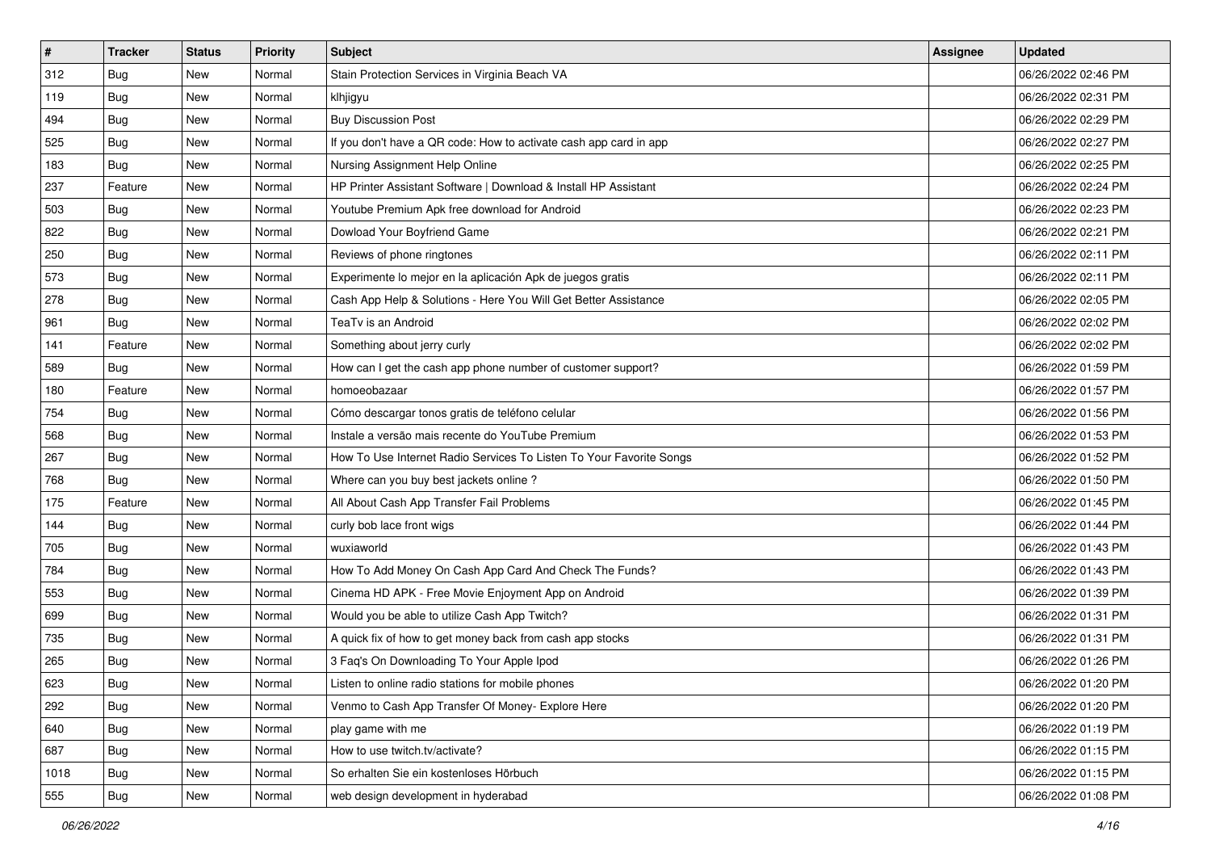| # | Tracker | Status | Priority | Subject | Assignee | Updated |
|---|---|---|---|---|---|---|
| 312 | Bug | New | Normal | Stain Protection Services in Virginia Beach VA | | 06/26/2022 02:46 PM |
| 119 | Bug | New | Normal | klhjigyu | | 06/26/2022 02:31 PM |
| 494 | Bug | New | Normal | Buy Discussion Post | | 06/26/2022 02:29 PM |
| 525 | Bug | New | Normal | If you don't have a QR code: How to activate cash app card in app | | 06/26/2022 02:27 PM |
| 183 | Bug | New | Normal | Nursing Assignment Help Online | | 06/26/2022 02:25 PM |
| 237 | Feature | New | Normal | HP Printer Assistant Software | Download & Install HP Assistant | | 06/26/2022 02:24 PM |
| 503 | Bug | New | Normal | Youtube Premium Apk free download for Android | | 06/26/2022 02:23 PM |
| 822 | Bug | New | Normal | Dowload Your Boyfriend Game | | 06/26/2022 02:21 PM |
| 250 | Bug | New | Normal | Reviews of phone ringtones | | 06/26/2022 02:11 PM |
| 573 | Bug | New | Normal | Experimente lo mejor en la aplicación Apk de juegos gratis | | 06/26/2022 02:11 PM |
| 278 | Bug | New | Normal | Cash App Help & Solutions - Here You Will Get Better Assistance | | 06/26/2022 02:05 PM |
| 961 | Bug | New | Normal | TeaTv is an Android | | 06/26/2022 02:02 PM |
| 141 | Feature | New | Normal | Something about jerry curly | | 06/26/2022 02:02 PM |
| 589 | Bug | New | Normal | How can I get the cash app phone number of customer support? | | 06/26/2022 01:59 PM |
| 180 | Feature | New | Normal | homoeobazaar | | 06/26/2022 01:57 PM |
| 754 | Bug | New | Normal | Cómo descargar tonos gratis de teléfono celular | | 06/26/2022 01:56 PM |
| 568 | Bug | New | Normal | Instale a versão mais recente do YouTube Premium | | 06/26/2022 01:53 PM |
| 267 | Bug | New | Normal | How To Use Internet Radio Services To Listen To Your Favorite Songs | | 06/26/2022 01:52 PM |
| 768 | Bug | New | Normal | Where can you buy best jackets online ? | | 06/26/2022 01:50 PM |
| 175 | Feature | New | Normal | All About Cash App Transfer Fail Problems | | 06/26/2022 01:45 PM |
| 144 | Bug | New | Normal | curly bob lace front wigs | | 06/26/2022 01:44 PM |
| 705 | Bug | New | Normal | wuxiaworld | | 06/26/2022 01:43 PM |
| 784 | Bug | New | Normal | How To Add Money On Cash App Card And Check The Funds? | | 06/26/2022 01:43 PM |
| 553 | Bug | New | Normal | Cinema HD APK - Free Movie Enjoyment App on Android | | 06/26/2022 01:39 PM |
| 699 | Bug | New | Normal | Would you be able to utilize Cash App Twitch? | | 06/26/2022 01:31 PM |
| 735 | Bug | New | Normal | A quick fix of how to get money back from cash app stocks | | 06/26/2022 01:31 PM |
| 265 | Bug | New | Normal | 3 Faq's On Downloading To Your Apple Ipod | | 06/26/2022 01:26 PM |
| 623 | Bug | New | Normal | Listen to online radio stations for mobile phones | | 06/26/2022 01:20 PM |
| 292 | Bug | New | Normal | Venmo to Cash App Transfer Of Money- Explore Here | | 06/26/2022 01:20 PM |
| 640 | Bug | New | Normal | play game with me | | 06/26/2022 01:19 PM |
| 687 | Bug | New | Normal | How to use twitch.tv/activate? | | 06/26/2022 01:15 PM |
| 1018 | Bug | New | Normal | So erhalten Sie ein kostenloses Hörbuch | | 06/26/2022 01:15 PM |
| 555 | Bug | New | Normal | web design development in hyderabad | | 06/26/2022 01:08 PM |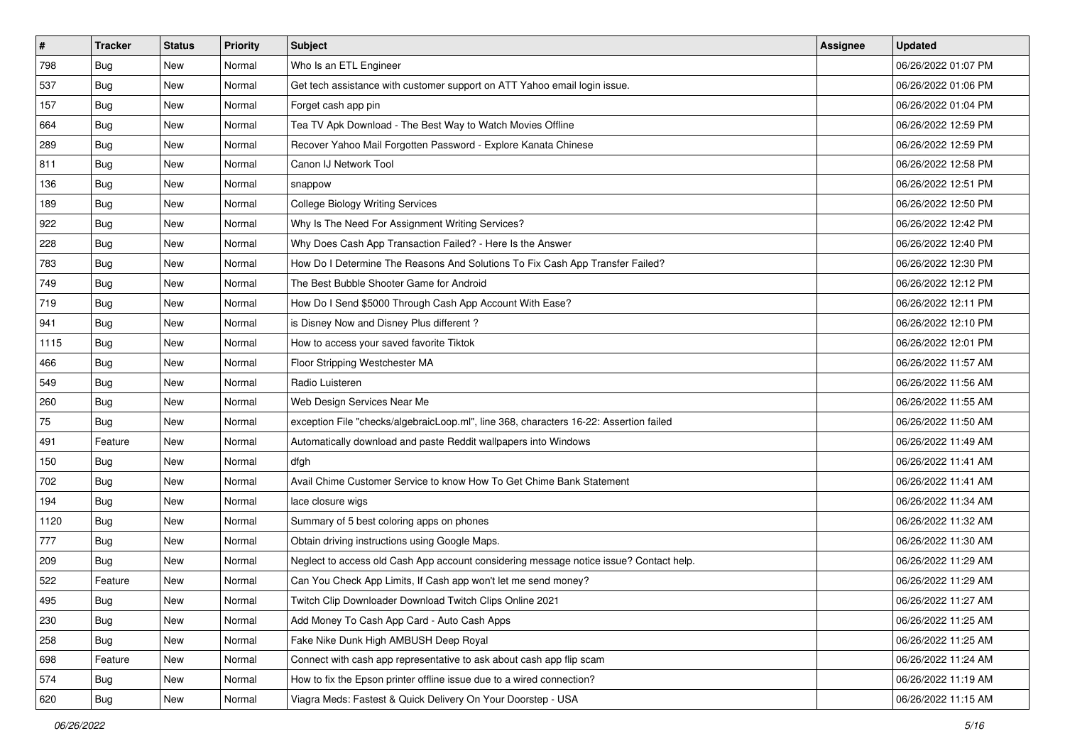| # | Tracker | Status | Priority | Subject | Assignee | Updated |
| --- | --- | --- | --- | --- | --- | --- |
| 798 | Bug | New | Normal | Who Is an ETL Engineer | | 06/26/2022 01:07 PM |
| 537 | Bug | New | Normal | Get tech assistance with customer support on ATT Yahoo email login issue. | | 06/26/2022 01:06 PM |
| 157 | Bug | New | Normal | Forget cash app pin | | 06/26/2022 01:04 PM |
| 664 | Bug | New | Normal | Tea TV Apk Download - The Best Way to Watch Movies Offline | | 06/26/2022 12:59 PM |
| 289 | Bug | New | Normal | Recover Yahoo Mail Forgotten Password - Explore Kanata Chinese | | 06/26/2022 12:59 PM |
| 811 | Bug | New | Normal | Canon IJ Network Tool | | 06/26/2022 12:58 PM |
| 136 | Bug | New | Normal | snappow | | 06/26/2022 12:51 PM |
| 189 | Bug | New | Normal | College Biology Writing Services | | 06/26/2022 12:50 PM |
| 922 | Bug | New | Normal | Why Is The Need For Assignment Writing Services? | | 06/26/2022 12:42 PM |
| 228 | Bug | New | Normal | Why Does Cash App Transaction Failed? - Here Is the Answer | | 06/26/2022 12:40 PM |
| 783 | Bug | New | Normal | How Do I Determine The Reasons And Solutions To Fix Cash App Transfer Failed? | | 06/26/2022 12:30 PM |
| 749 | Bug | New | Normal | The Best Bubble Shooter Game for Android | | 06/26/2022 12:12 PM |
| 719 | Bug | New | Normal | How Do I Send $5000 Through Cash App Account With Ease? | | 06/26/2022 12:11 PM |
| 941 | Bug | New | Normal | is Disney Now and Disney Plus different ? | | 06/26/2022 12:10 PM |
| 1115 | Bug | New | Normal | How to access your saved favorite Tiktok | | 06/26/2022 12:01 PM |
| 466 | Bug | New | Normal | Floor Stripping Westchester MA | | 06/26/2022 11:57 AM |
| 549 | Bug | New | Normal | Radio Luisteren | | 06/26/2022 11:56 AM |
| 260 | Bug | New | Normal | Web Design Services Near Me | | 06/26/2022 11:55 AM |
| 75 | Bug | New | Normal | exception File "checks/algebraicLoop.ml", line 368, characters 16-22: Assertion failed | | 06/26/2022 11:50 AM |
| 491 | Feature | New | Normal | Automatically download and paste Reddit wallpapers into Windows | | 06/26/2022 11:49 AM |
| 150 | Bug | New | Normal | dfgh | | 06/26/2022 11:41 AM |
| 702 | Bug | New | Normal | Avail Chime Customer Service to know How To Get Chime Bank Statement | | 06/26/2022 11:41 AM |
| 194 | Bug | New | Normal | lace closure wigs | | 06/26/2022 11:34 AM |
| 1120 | Bug | New | Normal | Summary of 5 best coloring apps on phones | | 06/26/2022 11:32 AM |
| 777 | Bug | New | Normal | Obtain driving instructions using Google Maps. | | 06/26/2022 11:30 AM |
| 209 | Bug | New | Normal | Neglect to access old Cash App account considering message notice issue? Contact help. | | 06/26/2022 11:29 AM |
| 522 | Feature | New | Normal | Can You Check App Limits, If Cash app won't let me send money? | | 06/26/2022 11:29 AM |
| 495 | Bug | New | Normal | Twitch Clip Downloader Download Twitch Clips Online 2021 | | 06/26/2022 11:27 AM |
| 230 | Bug | New | Normal | Add Money To Cash App Card - Auto Cash Apps | | 06/26/2022 11:25 AM |
| 258 | Bug | New | Normal | Fake Nike Dunk High AMBUSH Deep Royal | | 06/26/2022 11:25 AM |
| 698 | Feature | New | Normal | Connect with cash app representative to ask about cash app flip scam | | 06/26/2022 11:24 AM |
| 574 | Bug | New | Normal | How to fix the Epson printer offline issue due to a wired connection? | | 06/26/2022 11:19 AM |
| 620 | Bug | New | Normal | Viagra Meds: Fastest & Quick Delivery On Your Doorstep - USA | | 06/26/2022 11:15 AM |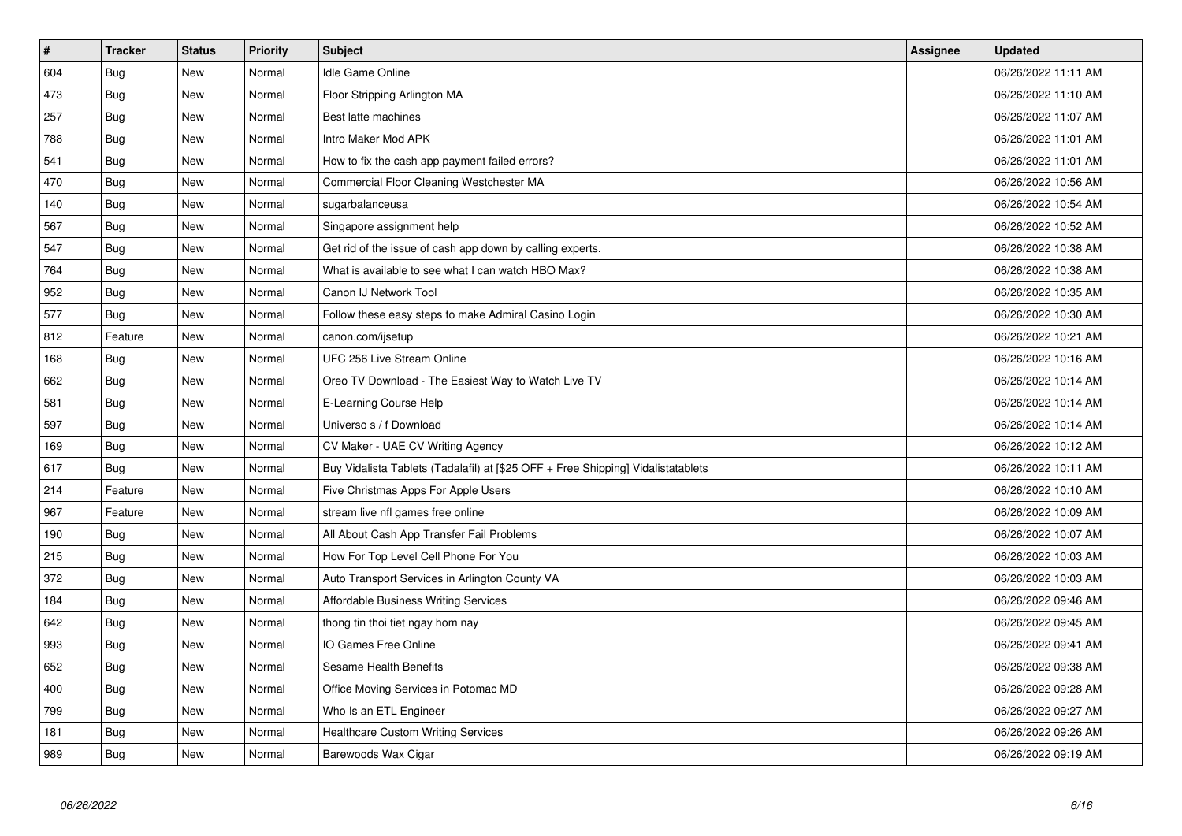| # | Tracker | Status | Priority | Subject | Assignee | Updated |
|---|---|---|---|---|---|---|
| 604 | Bug | New | Normal | Idle Game Online | | 06/26/2022 11:11 AM |
| 473 | Bug | New | Normal | Floor Stripping Arlington MA | | 06/26/2022 11:10 AM |
| 257 | Bug | New | Normal | Best latte machines | | 06/26/2022 11:07 AM |
| 788 | Bug | New | Normal | Intro Maker Mod APK | | 06/26/2022 11:01 AM |
| 541 | Bug | New | Normal | How to fix the cash app payment failed errors? | | 06/26/2022 11:01 AM |
| 470 | Bug | New | Normal | Commercial Floor Cleaning Westchester MA | | 06/26/2022 10:56 AM |
| 140 | Bug | New | Normal | sugarbalanceusa | | 06/26/2022 10:54 AM |
| 567 | Bug | New | Normal | Singapore assignment help | | 06/26/2022 10:52 AM |
| 547 | Bug | New | Normal | Get rid of the issue of cash app down by calling experts. | | 06/26/2022 10:38 AM |
| 764 | Bug | New | Normal | What is available to see what I can watch HBO Max? | | 06/26/2022 10:38 AM |
| 952 | Bug | New | Normal | Canon IJ Network Tool | | 06/26/2022 10:35 AM |
| 577 | Bug | New | Normal | Follow these easy steps to make Admiral Casino Login | | 06/26/2022 10:30 AM |
| 812 | Feature | New | Normal | canon.com/ijsetup | | 06/26/2022 10:21 AM |
| 168 | Bug | New | Normal | UFC 256 Live Stream Online | | 06/26/2022 10:16 AM |
| 662 | Bug | New | Normal | Oreo TV Download - The Easiest Way to Watch Live TV | | 06/26/2022 10:14 AM |
| 581 | Bug | New | Normal | E-Learning Course Help | | 06/26/2022 10:14 AM |
| 597 | Bug | New | Normal | Universo s / f Download | | 06/26/2022 10:14 AM |
| 169 | Bug | New | Normal | CV Maker - UAE CV Writing Agency | | 06/26/2022 10:12 AM |
| 617 | Bug | New | Normal | Buy Vidalista Tablets (Tadalafil) at [$25 OFF + Free Shipping] Vidalistatablets | | 06/26/2022 10:11 AM |
| 214 | Feature | New | Normal | Five Christmas Apps For Apple Users | | 06/26/2022 10:10 AM |
| 967 | Feature | New | Normal | stream live nfl games free online | | 06/26/2022 10:09 AM |
| 190 | Bug | New | Normal | All About Cash App Transfer Fail Problems | | 06/26/2022 10:07 AM |
| 215 | Bug | New | Normal | How For Top Level Cell Phone For You | | 06/26/2022 10:03 AM |
| 372 | Bug | New | Normal | Auto Transport Services in Arlington County VA | | 06/26/2022 10:03 AM |
| 184 | Bug | New | Normal | Affordable Business Writing Services | | 06/26/2022 09:46 AM |
| 642 | Bug | New | Normal | thong tin thoi tiet ngay hom nay | | 06/26/2022 09:45 AM |
| 993 | Bug | New | Normal | IO Games Free Online | | 06/26/2022 09:41 AM |
| 652 | Bug | New | Normal | Sesame Health Benefits | | 06/26/2022 09:38 AM |
| 400 | Bug | New | Normal | Office Moving Services in Potomac MD | | 06/26/2022 09:28 AM |
| 799 | Bug | New | Normal | Who Is an ETL Engineer | | 06/26/2022 09:27 AM |
| 181 | Bug | New | Normal | Healthcare Custom Writing Services | | 06/26/2022 09:26 AM |
| 989 | Bug | New | Normal | Barewoods Wax Cigar | | 06/26/2022 09:19 AM |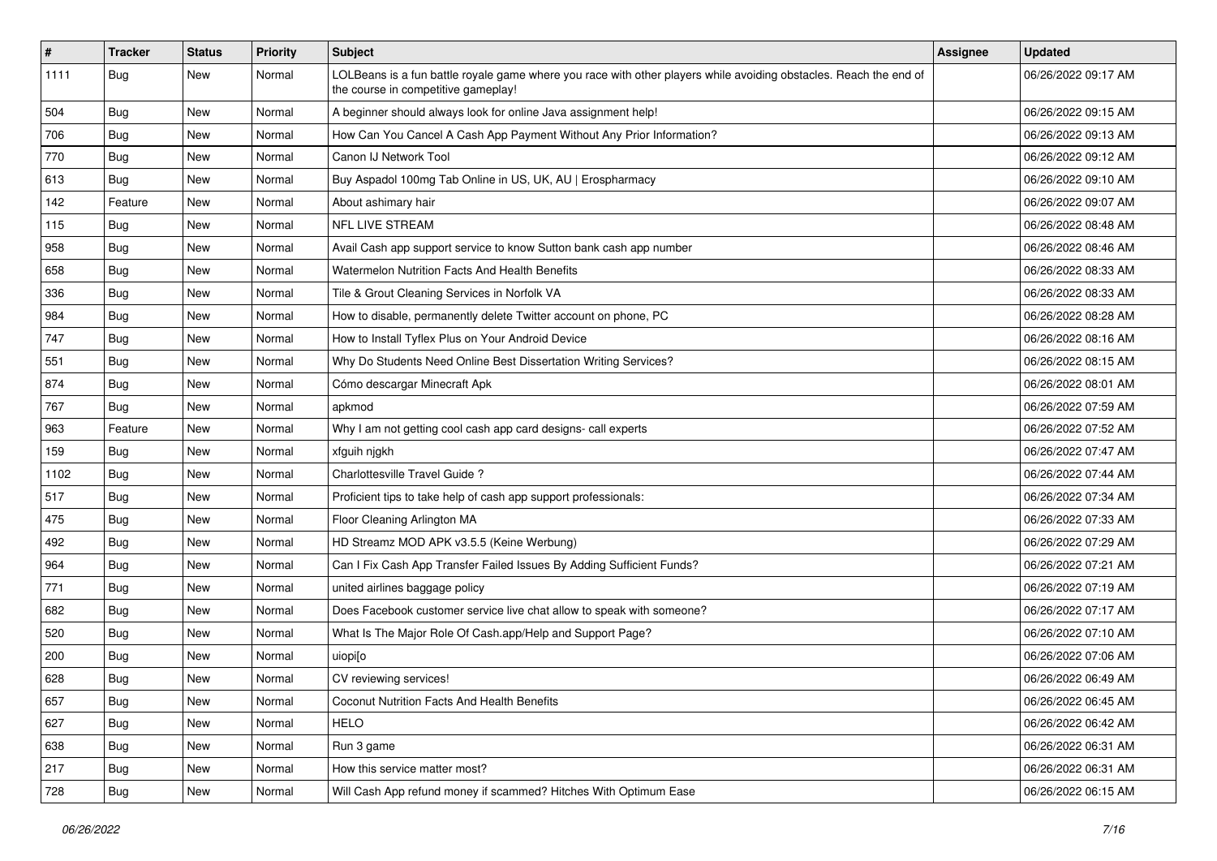| # | Tracker | Status | Priority | Subject | Assignee | Updated |
|---|---|---|---|---|---|---|
| 1111 | Bug | New | Normal | LOLBeans is a fun battle royale game where you race with other players while avoiding obstacles. Reach the end of the course in competitive gameplay! | | 06/26/2022 09:17 AM |
| 504 | Bug | New | Normal | A beginner should always look for online Java assignment help! | | 06/26/2022 09:15 AM |
| 706 | Bug | New | Normal | How Can You Cancel A Cash App Payment Without Any Prior Information? | | 06/26/2022 09:13 AM |
| 770 | Bug | New | Normal | Canon IJ Network Tool | | 06/26/2022 09:12 AM |
| 613 | Bug | New | Normal | Buy Aspadol 100mg Tab Online in US, UK, AU \| Erospharmacy | | 06/26/2022 09:10 AM |
| 142 | Feature | New | Normal | About ashimary hair | | 06/26/2022 09:07 AM |
| 115 | Bug | New | Normal | NFL LIVE STREAM | | 06/26/2022 08:48 AM |
| 958 | Bug | New | Normal | Avail Cash app support service to know Sutton bank cash app number | | 06/26/2022 08:46 AM |
| 658 | Bug | New | Normal | Watermelon Nutrition Facts And Health Benefits | | 06/26/2022 08:33 AM |
| 336 | Bug | New | Normal | Tile & Grout Cleaning Services in Norfolk VA | | 06/26/2022 08:33 AM |
| 984 | Bug | New | Normal | How to disable, permanently delete Twitter account on phone, PC | | 06/26/2022 08:28 AM |
| 747 | Bug | New | Normal | How to Install Tyflex Plus on Your Android Device | | 06/26/2022 08:16 AM |
| 551 | Bug | New | Normal | Why Do Students Need Online Best Dissertation Writing Services? | | 06/26/2022 08:15 AM |
| 874 | Bug | New | Normal | Cómo descargar Minecraft Apk | | 06/26/2022 08:01 AM |
| 767 | Bug | New | Normal | apkmod | | 06/26/2022 07:59 AM |
| 963 | Feature | New | Normal | Why I am not getting cool cash app card designs- call experts | | 06/26/2022 07:52 AM |
| 159 | Bug | New | Normal | xfguih njgkh | | 06/26/2022 07:47 AM |
| 1102 | Bug | New | Normal | Charlottesville Travel Guide ? | | 06/26/2022 07:44 AM |
| 517 | Bug | New | Normal | Proficient tips to take help of cash app support professionals: | | 06/26/2022 07:34 AM |
| 475 | Bug | New | Normal | Floor Cleaning Arlington MA | | 06/26/2022 07:33 AM |
| 492 | Bug | New | Normal | HD Streamz MOD APK v3.5.5 (Keine Werbung) | | 06/26/2022 07:29 AM |
| 964 | Bug | New | Normal | Can I Fix Cash App Transfer Failed Issues By Adding Sufficient Funds? | | 06/26/2022 07:21 AM |
| 771 | Bug | New | Normal | united airlines baggage policy | | 06/26/2022 07:19 AM |
| 682 | Bug | New | Normal | Does Facebook customer service live chat allow to speak with someone? | | 06/26/2022 07:17 AM |
| 520 | Bug | New | Normal | What Is The Major Role Of Cash.app/Help and Support Page? | | 06/26/2022 07:10 AM |
| 200 | Bug | New | Normal | uiopi[o | | 06/26/2022 07:06 AM |
| 628 | Bug | New | Normal | CV reviewing services! | | 06/26/2022 06:49 AM |
| 657 | Bug | New | Normal | Coconut Nutrition Facts And Health Benefits | | 06/26/2022 06:45 AM |
| 627 | Bug | New | Normal | HELO | | 06/26/2022 06:42 AM |
| 638 | Bug | New | Normal | Run 3 game | | 06/26/2022 06:31 AM |
| 217 | Bug | New | Normal | How this service matter most? | | 06/26/2022 06:31 AM |
| 728 | Bug | New | Normal | Will Cash App refund money if scammed? Hitches With Optimum Ease | | 06/26/2022 06:15 AM |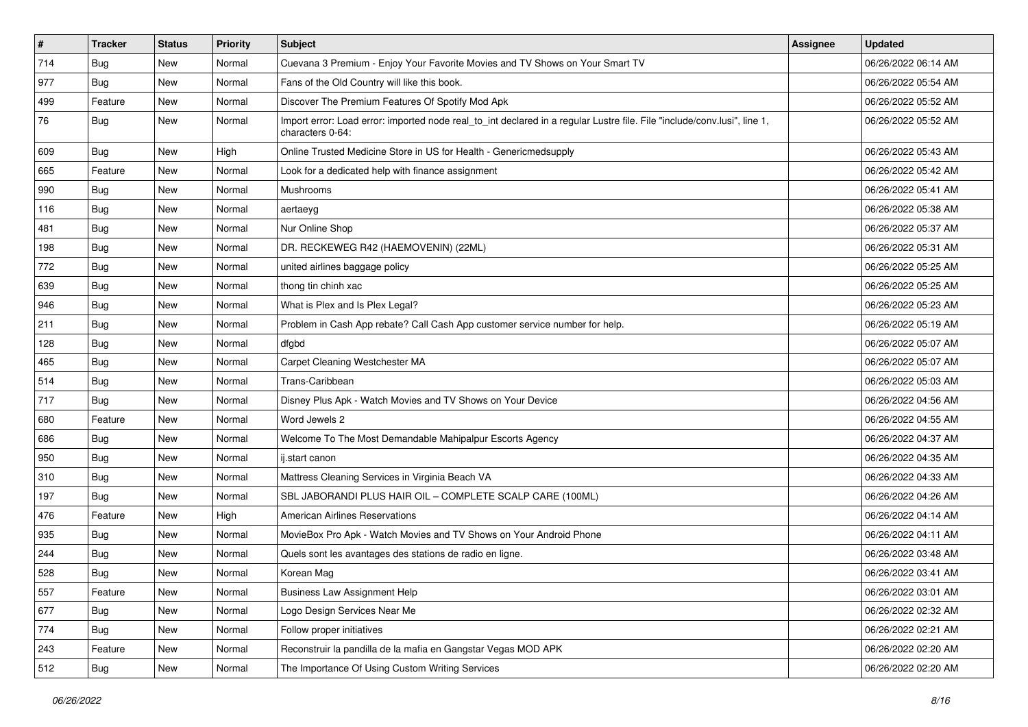| # | Tracker | Status | Priority | Subject | Assignee | Updated |
|---|---|---|---|---|---|---|
| 714 | Bug | New | Normal | Cuevana 3 Premium - Enjoy Your Favorite Movies and TV Shows on Your Smart TV | | 06/26/2022 06:14 AM |
| 977 | Bug | New | Normal | Fans of the Old Country will like this book. | | 06/26/2022 05:54 AM |
| 499 | Feature | New | Normal | Discover The Premium Features Of Spotify Mod Apk | | 06/26/2022 05:52 AM |
| 76 | Bug | New | Normal | Import error: Load error: imported node real_to_int declared in a regular Lustre file. File "include/conv.lusi", line 1, characters 0-64: | | 06/26/2022 05:52 AM |
| 609 | Bug | New | High | Online Trusted Medicine Store in US for Health - Genericmedsupply | | 06/26/2022 05:43 AM |
| 665 | Feature | New | Normal | Look for a dedicated help with finance assignment | | 06/26/2022 05:42 AM |
| 990 | Bug | New | Normal | Mushrooms | | 06/26/2022 05:41 AM |
| 116 | Bug | New | Normal | aertaeyg | | 06/26/2022 05:38 AM |
| 481 | Bug | New | Normal | Nur Online Shop | | 06/26/2022 05:37 AM |
| 198 | Bug | New | Normal | DR. RECKEWEG R42 (HAEMOVENIN) (22ML) | | 06/26/2022 05:31 AM |
| 772 | Bug | New | Normal | united airlines baggage policy | | 06/26/2022 05:25 AM |
| 639 | Bug | New | Normal | thong tin chinh xac | | 06/26/2022 05:25 AM |
| 946 | Bug | New | Normal | What is Plex and Is Plex Legal? | | 06/26/2022 05:23 AM |
| 211 | Bug | New | Normal | Problem in Cash App rebate? Call Cash App customer service number for help. | | 06/26/2022 05:19 AM |
| 128 | Bug | New | Normal | dfgbd | | 06/26/2022 05:07 AM |
| 465 | Bug | New | Normal | Carpet Cleaning Westchester MA | | 06/26/2022 05:07 AM |
| 514 | Bug | New | Normal | Trans-Caribbean | | 06/26/2022 05:03 AM |
| 717 | Bug | New | Normal | Disney Plus Apk - Watch Movies and TV Shows on Your Device | | 06/26/2022 04:56 AM |
| 680 | Feature | New | Normal | Word Jewels 2 | | 06/26/2022 04:55 AM |
| 686 | Bug | New | Normal | Welcome To The Most Demandable Mahipalpur Escorts Agency | | 06/26/2022 04:37 AM |
| 950 | Bug | New | Normal | ij.start canon | | 06/26/2022 04:35 AM |
| 310 | Bug | New | Normal | Mattress Cleaning Services in Virginia Beach VA | | 06/26/2022 04:33 AM |
| 197 | Bug | New | Normal | SBL JABORANDI PLUS HAIR OIL – COMPLETE SCALP CARE (100ML) | | 06/26/2022 04:26 AM |
| 476 | Feature | New | High | American Airlines Reservations | | 06/26/2022 04:14 AM |
| 935 | Bug | New | Normal | MovieBox Pro Apk - Watch Movies and TV Shows on Your Android Phone | | 06/26/2022 04:11 AM |
| 244 | Bug | New | Normal | Quels sont les avantages des stations de radio en ligne. | | 06/26/2022 03:48 AM |
| 528 | Bug | New | Normal | Korean Mag | | 06/26/2022 03:41 AM |
| 557 | Feature | New | Normal | Business Law Assignment Help | | 06/26/2022 03:01 AM |
| 677 | Bug | New | Normal | Logo Design Services Near Me | | 06/26/2022 02:32 AM |
| 774 | Bug | New | Normal | Follow proper initiatives | | 06/26/2022 02:21 AM |
| 243 | Feature | New | Normal | Reconstruir la pandilla de la mafia en Gangstar Vegas MOD APK | | 06/26/2022 02:20 AM |
| 512 | Bug | New | Normal | The Importance Of Using Custom Writing Services | | 06/26/2022 02:20 AM |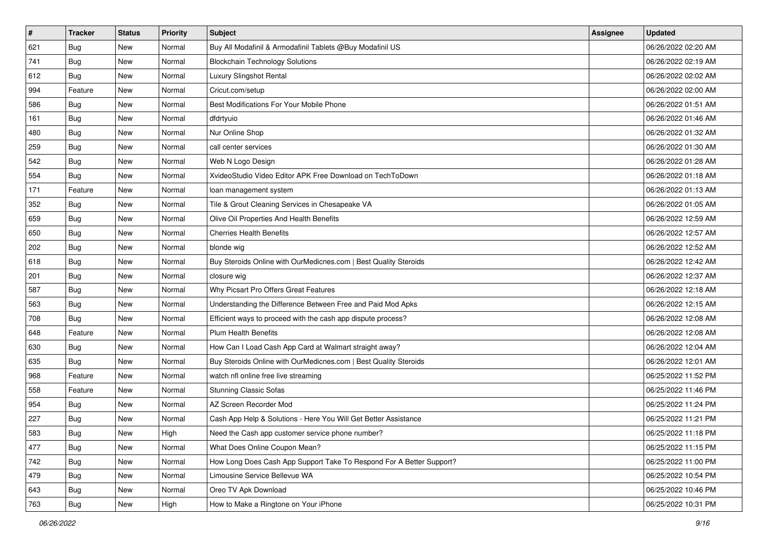| # | Tracker | Status | Priority | Subject | Assignee | Updated |
|---|---|---|---|---|---|---|
| 621 | Bug | New | Normal | Buy All Modafinil & Armodafinil Tablets @Buy Modafinil US | | 06/26/2022 02:20 AM |
| 741 | Bug | New | Normal | Blockchain Technology Solutions | | 06/26/2022 02:19 AM |
| 612 | Bug | New | Normal | Luxury Slingshot Rental | | 06/26/2022 02:02 AM |
| 994 | Feature | New | Normal | Cricut.com/setup | | 06/26/2022 02:00 AM |
| 586 | Bug | New | Normal | Best Modifications For Your Mobile Phone | | 06/26/2022 01:51 AM |
| 161 | Bug | New | Normal | dfdrtyuio | | 06/26/2022 01:46 AM |
| 480 | Bug | New | Normal | Nur Online Shop | | 06/26/2022 01:32 AM |
| 259 | Bug | New | Normal | call center services | | 06/26/2022 01:30 AM |
| 542 | Bug | New | Normal | Web N Logo Design | | 06/26/2022 01:28 AM |
| 554 | Bug | New | Normal | XvideoStudio Video Editor APK Free Download on TechToDown | | 06/26/2022 01:18 AM |
| 171 | Feature | New | Normal | loan management system | | 06/26/2022 01:13 AM |
| 352 | Bug | New | Normal | Tile & Grout Cleaning Services in Chesapeake VA | | 06/26/2022 01:05 AM |
| 659 | Bug | New | Normal | Olive Oil Properties And Health Benefits | | 06/26/2022 12:59 AM |
| 650 | Bug | New | Normal | Cherries Health Benefits | | 06/26/2022 12:57 AM |
| 202 | Bug | New | Normal | blonde wig | | 06/26/2022 12:52 AM |
| 618 | Bug | New | Normal | Buy Steroids Online with OurMedicnes.com \| Best Quality Steroids | | 06/26/2022 12:42 AM |
| 201 | Bug | New | Normal | closure wig | | 06/26/2022 12:37 AM |
| 587 | Bug | New | Normal | Why Picsart Pro Offers Great Features | | 06/26/2022 12:18 AM |
| 563 | Bug | New | Normal | Understanding the Difference Between Free and Paid Mod Apks | | 06/26/2022 12:15 AM |
| 708 | Bug | New | Normal | Efficient ways to proceed with the cash app dispute process? | | 06/26/2022 12:08 AM |
| 648 | Feature | New | Normal | Plum Health Benefits | | 06/26/2022 12:08 AM |
| 630 | Bug | New | Normal | How Can I Load Cash App Card at Walmart straight away? | | 06/26/2022 12:04 AM |
| 635 | Bug | New | Normal | Buy Steroids Online with OurMedicnes.com \| Best Quality Steroids | | 06/26/2022 12:01 AM |
| 968 | Feature | New | Normal | watch nfl online free live streaming | | 06/25/2022 11:52 PM |
| 558 | Feature | New | Normal | Stunning Classic Sofas | | 06/25/2022 11:46 PM |
| 954 | Bug | New | Normal | AZ Screen Recorder Mod | | 06/25/2022 11:24 PM |
| 227 | Bug | New | Normal | Cash App Help & Solutions - Here You Will Get Better Assistance | | 06/25/2022 11:21 PM |
| 583 | Bug | New | High | Need the Cash app customer service phone number? | | 06/25/2022 11:18 PM |
| 477 | Bug | New | Normal | What Does Online Coupon Mean? | | 06/25/2022 11:15 PM |
| 742 | Bug | New | Normal | How Long Does Cash App Support Take To Respond For A Better Support? | | 06/25/2022 11:00 PM |
| 479 | Bug | New | Normal | Limousine Service Bellevue WA | | 06/25/2022 10:54 PM |
| 643 | Bug | New | Normal | Oreo TV Apk Download | | 06/25/2022 10:46 PM |
| 763 | Bug | New | High | How to Make a Ringtone on Your iPhone | | 06/25/2022 10:31 PM |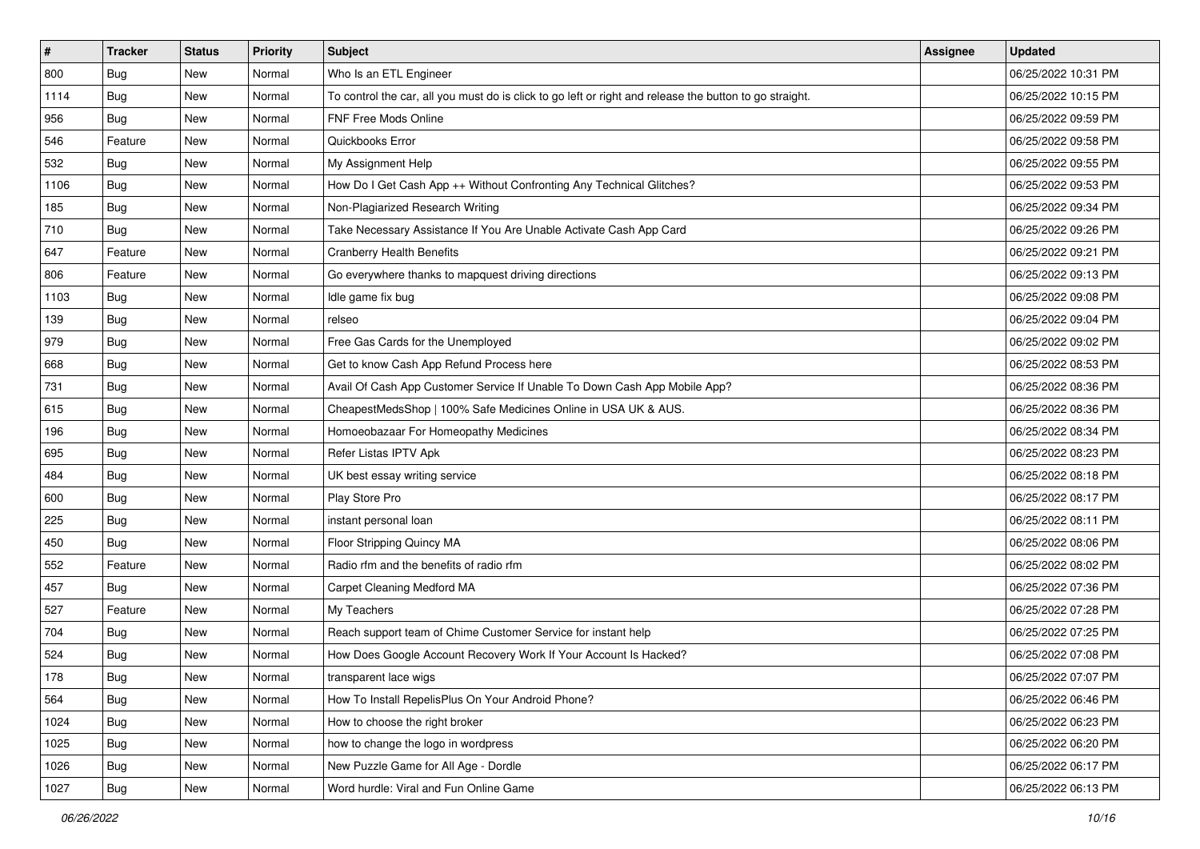| # | Tracker | Status | Priority | Subject | Assignee | Updated |
|---|---|---|---|---|---|---|
| 800 | Bug | New | Normal | Who Is an ETL Engineer | | 06/25/2022 10:31 PM |
| 1114 | Bug | New | Normal | To control the car, all you must do is click to go left or right and release the button to go straight. | | 06/25/2022 10:15 PM |
| 956 | Bug | New | Normal | FNF Free Mods Online | | 06/25/2022 09:59 PM |
| 546 | Feature | New | Normal | Quickbooks Error | | 06/25/2022 09:58 PM |
| 532 | Bug | New | Normal | My Assignment Help | | 06/25/2022 09:55 PM |
| 1106 | Bug | New | Normal | How Do I Get Cash App ++ Without Confronting Any Technical Glitches? | | 06/25/2022 09:53 PM |
| 185 | Bug | New | Normal | Non-Plagiarized Research Writing | | 06/25/2022 09:34 PM |
| 710 | Bug | New | Normal | Take Necessary Assistance If You Are Unable Activate Cash App Card | | 06/25/2022 09:26 PM |
| 647 | Feature | New | Normal | Cranberry Health Benefits | | 06/25/2022 09:21 PM |
| 806 | Feature | New | Normal | Go everywhere thanks to mapquest driving directions | | 06/25/2022 09:13 PM |
| 1103 | Bug | New | Normal | Idle game fix bug | | 06/25/2022 09:08 PM |
| 139 | Bug | New | Normal | relseo | | 06/25/2022 09:04 PM |
| 979 | Bug | New | Normal | Free Gas Cards for the Unemployed | | 06/25/2022 09:02 PM |
| 668 | Bug | New | Normal | Get to know Cash App Refund Process here | | 06/25/2022 08:53 PM |
| 731 | Bug | New | Normal | Avail Of Cash App Customer Service If Unable To Down Cash App Mobile App? | | 06/25/2022 08:36 PM |
| 615 | Bug | New | Normal | CheapestMedsShop \| 100% Safe Medicines Online in USA UK & AUS. | | 06/25/2022 08:36 PM |
| 196 | Bug | New | Normal | Homoeobazaar For Homeopathy Medicines | | 06/25/2022 08:34 PM |
| 695 | Bug | New | Normal | Refer Listas IPTV Apk | | 06/25/2022 08:23 PM |
| 484 | Bug | New | Normal | UK best essay writing service | | 06/25/2022 08:18 PM |
| 600 | Bug | New | Normal | Play Store Pro | | 06/25/2022 08:17 PM |
| 225 | Bug | New | Normal | instant personal loan | | 06/25/2022 08:11 PM |
| 450 | Bug | New | Normal | Floor Stripping Quincy MA | | 06/25/2022 08:06 PM |
| 552 | Feature | New | Normal | Radio rfm and the benefits of radio rfm | | 06/25/2022 08:02 PM |
| 457 | Bug | New | Normal | Carpet Cleaning Medford MA | | 06/25/2022 07:36 PM |
| 527 | Feature | New | Normal | My Teachers | | 06/25/2022 07:28 PM |
| 704 | Bug | New | Normal | Reach support team of Chime Customer Service for instant help | | 06/25/2022 07:25 PM |
| 524 | Bug | New | Normal | How Does Google Account Recovery Work If Your Account Is Hacked? | | 06/25/2022 07:08 PM |
| 178 | Bug | New | Normal | transparent lace wigs | | 06/25/2022 07:07 PM |
| 564 | Bug | New | Normal | How To Install RepelisPlus On Your Android Phone? | | 06/25/2022 06:46 PM |
| 1024 | Bug | New | Normal | How to choose the right broker | | 06/25/2022 06:23 PM |
| 1025 | Bug | New | Normal | how to change the logo in wordpress | | 06/25/2022 06:20 PM |
| 1026 | Bug | New | Normal | New Puzzle Game for All Age - Dordle | | 06/25/2022 06:17 PM |
| 1027 | Bug | New | Normal | Word hurdle: Viral and Fun Online Game | | 06/25/2022 06:13 PM |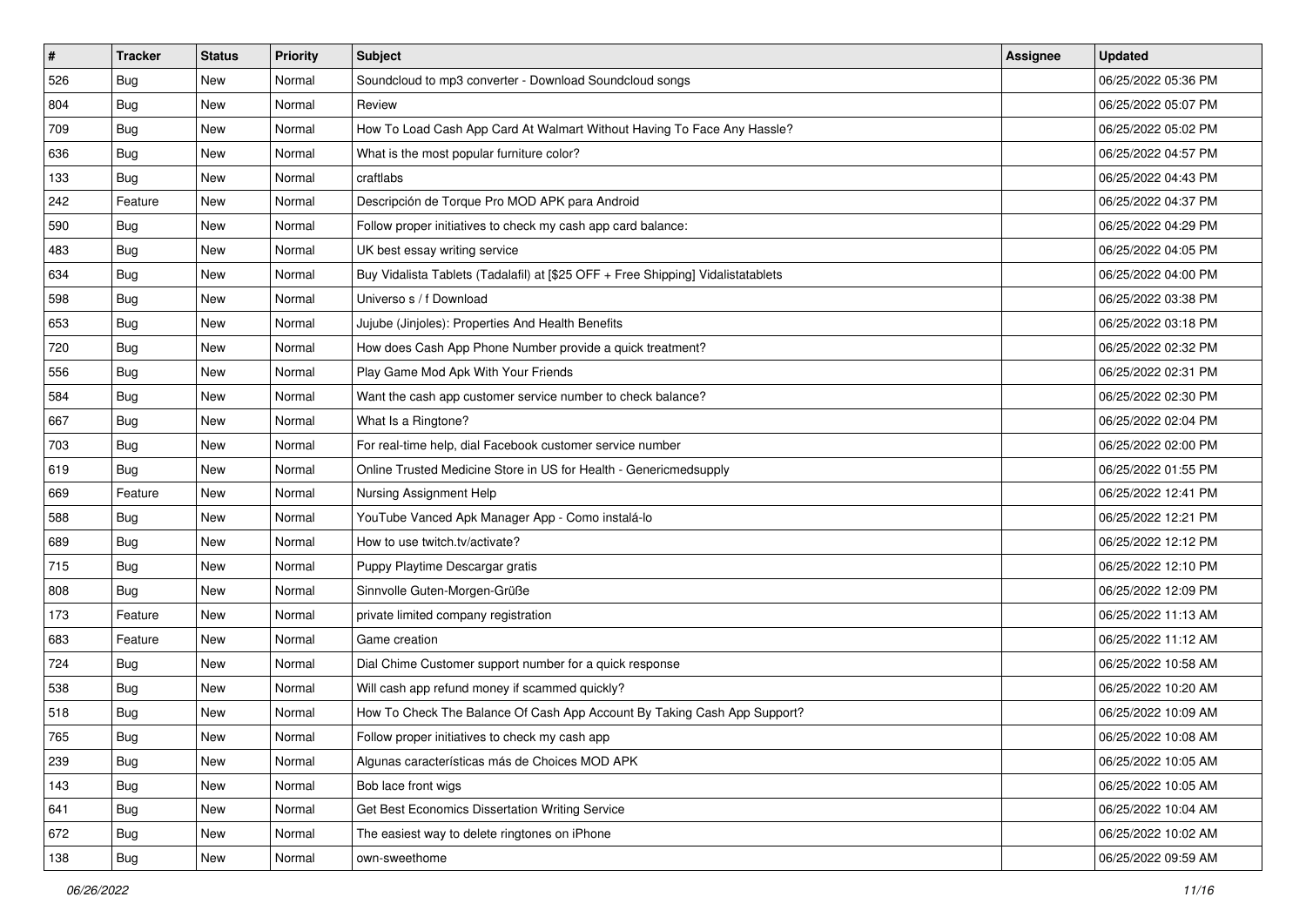| # | Tracker | Status | Priority | Subject | Assignee | Updated |
| --- | --- | --- | --- | --- | --- | --- |
| 526 | Bug | New | Normal | Soundcloud to mp3 converter - Download Soundcloud songs | | 06/25/2022 05:36 PM |
| 804 | Bug | New | Normal | Review | | 06/25/2022 05:07 PM |
| 709 | Bug | New | Normal | How To Load Cash App Card At Walmart Without Having To Face Any Hassle? | | 06/25/2022 05:02 PM |
| 636 | Bug | New | Normal | What is the most popular furniture color? | | 06/25/2022 04:57 PM |
| 133 | Bug | New | Normal | craftlabs | | 06/25/2022 04:43 PM |
| 242 | Feature | New | Normal | Descripción de Torque Pro MOD APK para Android | | 06/25/2022 04:37 PM |
| 590 | Bug | New | Normal | Follow proper initiatives to check my cash app card balance: | | 06/25/2022 04:29 PM |
| 483 | Bug | New | Normal | UK best essay writing service | | 06/25/2022 04:05 PM |
| 634 | Bug | New | Normal | Buy Vidalista Tablets (Tadalafil) at [$25 OFF + Free Shipping] Vidalistatablets | | 06/25/2022 04:00 PM |
| 598 | Bug | New | Normal | Universo s / f Download | | 06/25/2022 03:38 PM |
| 653 | Bug | New | Normal | Jujube (Jinjoles): Properties And Health Benefits | | 06/25/2022 03:18 PM |
| 720 | Bug | New | Normal | How does Cash App Phone Number provide a quick treatment? | | 06/25/2022 02:32 PM |
| 556 | Bug | New | Normal | Play Game Mod Apk With Your Friends | | 06/25/2022 02:31 PM |
| 584 | Bug | New | Normal | Want the cash app customer service number to check balance? | | 06/25/2022 02:30 PM |
| 667 | Bug | New | Normal | What Is a Ringtone? | | 06/25/2022 02:04 PM |
| 703 | Bug | New | Normal | For real-time help, dial Facebook customer service number | | 06/25/2022 02:00 PM |
| 619 | Bug | New | Normal | Online Trusted Medicine Store in US for Health - Genericmedsupply | | 06/25/2022 01:55 PM |
| 669 | Feature | New | Normal | Nursing Assignment Help | | 06/25/2022 12:41 PM |
| 588 | Bug | New | Normal | YouTube Vanced Apk Manager App - Como instalá-lo | | 06/25/2022 12:21 PM |
| 689 | Bug | New | Normal | How to use twitch.tv/activate? | | 06/25/2022 12:12 PM |
| 715 | Bug | New | Normal | Puppy Playtime Descargar gratis | | 06/25/2022 12:10 PM |
| 808 | Bug | New | Normal | Sinnvolle Guten-Morgen-Grüße | | 06/25/2022 12:09 PM |
| 173 | Feature | New | Normal | private limited company registration | | 06/25/2022 11:13 AM |
| 683 | Feature | New | Normal | Game creation | | 06/25/2022 11:12 AM |
| 724 | Bug | New | Normal | Dial Chime Customer support number for a quick response | | 06/25/2022 10:58 AM |
| 538 | Bug | New | Normal | Will cash app refund money if scammed quickly? | | 06/25/2022 10:20 AM |
| 518 | Bug | New | Normal | How To Check The Balance Of Cash App Account By Taking Cash App Support? | | 06/25/2022 10:09 AM |
| 765 | Bug | New | Normal | Follow proper initiatives to check my cash app | | 06/25/2022 10:08 AM |
| 239 | Bug | New | Normal | Algunas características más de Choices MOD APK | | 06/25/2022 10:05 AM |
| 143 | Bug | New | Normal | Bob lace front wigs | | 06/25/2022 10:05 AM |
| 641 | Bug | New | Normal | Get Best Economics Dissertation Writing Service | | 06/25/2022 10:04 AM |
| 672 | Bug | New | Normal | The easiest way to delete ringtones on iPhone | | 06/25/2022 10:02 AM |
| 138 | Bug | New | Normal | own-sweethome | | 06/25/2022 09:59 AM |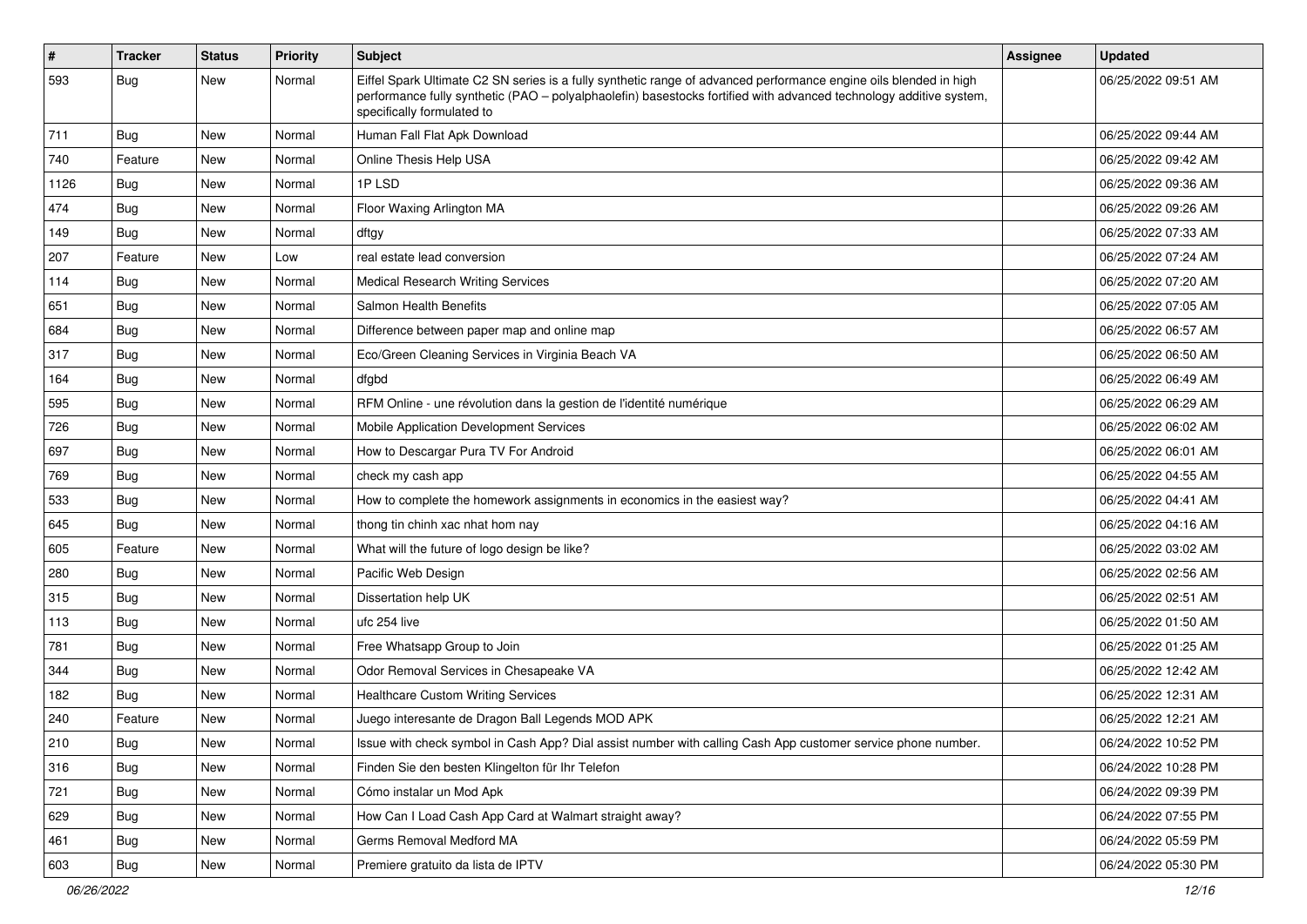| # | Tracker | Status | Priority | Subject | Assignee | Updated |
|---|---|---|---|---|---|---|
| 593 | Bug | New | Normal | Eiffel Spark Ultimate C2 SN series is a fully synthetic range of advanced performance engine oils blended in high performance fully synthetic (PAO – polyalphaolefin) basestocks fortified with advanced technology additive system, specifically formulated to | | 06/25/2022 09:51 AM |
| 711 | Bug | New | Normal | Human Fall Flat Apk Download | | 06/25/2022 09:44 AM |
| 740 | Feature | New | Normal | Online Thesis Help USA | | 06/25/2022 09:42 AM |
| 1126 | Bug | New | Normal | 1P LSD | | 06/25/2022 09:36 AM |
| 474 | Bug | New | Normal | Floor Waxing Arlington MA | | 06/25/2022 09:26 AM |
| 149 | Bug | New | Normal | dftgy | | 06/25/2022 07:33 AM |
| 207 | Feature | New | Low | real estate lead conversion | | 06/25/2022 07:24 AM |
| 114 | Bug | New | Normal | Medical Research Writing Services | | 06/25/2022 07:20 AM |
| 651 | Bug | New | Normal | Salmon Health Benefits | | 06/25/2022 07:05 AM |
| 684 | Bug | New | Normal | Difference between paper map and online map | | 06/25/2022 06:57 AM |
| 317 | Bug | New | Normal | Eco/Green Cleaning Services in Virginia Beach VA | | 06/25/2022 06:50 AM |
| 164 | Bug | New | Normal | dfgbd | | 06/25/2022 06:49 AM |
| 595 | Bug | New | Normal | RFM Online - une révolution dans la gestion de l'identité numérique | | 06/25/2022 06:29 AM |
| 726 | Bug | New | Normal | Mobile Application Development Services | | 06/25/2022 06:02 AM |
| 697 | Bug | New | Normal | How to Descargar Pura TV For Android | | 06/25/2022 06:01 AM |
| 769 | Bug | New | Normal | check my cash app | | 06/25/2022 04:55 AM |
| 533 | Bug | New | Normal | How to complete the homework assignments in economics in the easiest way? | | 06/25/2022 04:41 AM |
| 645 | Bug | New | Normal | thong tin chinh xac nhat hom nay | | 06/25/2022 04:16 AM |
| 605 | Feature | New | Normal | What will the future of logo design be like? | | 06/25/2022 03:02 AM |
| 280 | Bug | New | Normal | Pacific Web Design | | 06/25/2022 02:56 AM |
| 315 | Bug | New | Normal | Dissertation help UK | | 06/25/2022 02:51 AM |
| 113 | Bug | New | Normal | ufc 254 live | | 06/25/2022 01:50 AM |
| 781 | Bug | New | Normal | Free Whatsapp Group to Join | | 06/25/2022 01:25 AM |
| 344 | Bug | New | Normal | Odor Removal Services in Chesapeake VA | | 06/25/2022 12:42 AM |
| 182 | Bug | New | Normal | Healthcare Custom Writing Services | | 06/25/2022 12:31 AM |
| 240 | Feature | New | Normal | Juego interesante de Dragon Ball Legends MOD APK | | 06/25/2022 12:21 AM |
| 210 | Bug | New | Normal | Issue with check symbol in Cash App? Dial assist number with calling Cash App customer service phone number. | | 06/24/2022 10:52 PM |
| 316 | Bug | New | Normal | Finden Sie den besten Klingelton für Ihr Telefon | | 06/24/2022 10:28 PM |
| 721 | Bug | New | Normal | Cómo instalar un Mod Apk | | 06/24/2022 09:39 PM |
| 629 | Bug | New | Normal | How Can I Load Cash App Card at Walmart straight away? | | 06/24/2022 07:55 PM |
| 461 | Bug | New | Normal | Germs Removal Medford MA | | 06/24/2022 05:59 PM |
| 603 | Bug | New | Normal | Premiere gratuito da lista de IPTV | | 06/24/2022 05:30 PM |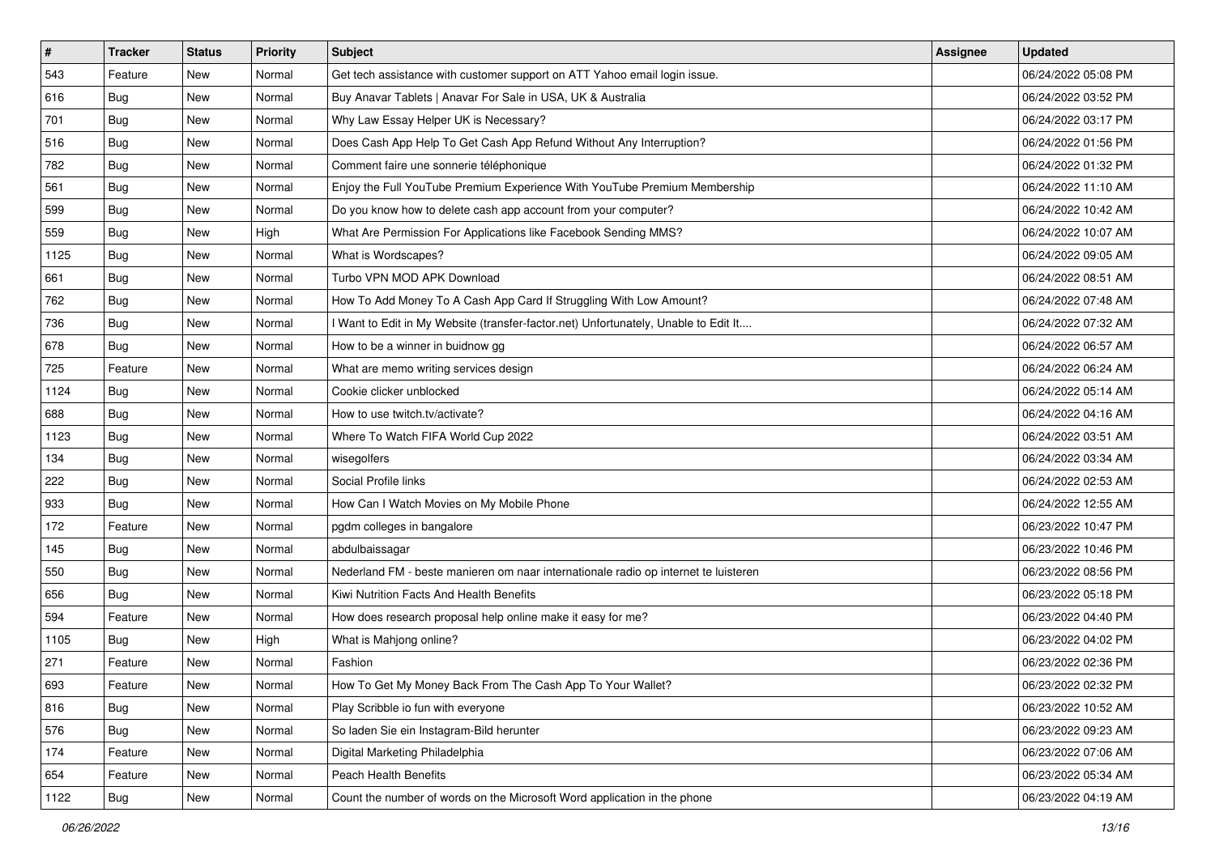| # | Tracker | Status | Priority | Subject | Assignee | Updated |
|---|---|---|---|---|---|---|
| 543 | Feature | New | Normal | Get tech assistance with customer support on ATT Yahoo email login issue. | | 06/24/2022 05:08 PM |
| 616 | Bug | New | Normal | Buy Anavar Tablets \| Anavar For Sale in USA, UK & Australia | | 06/24/2022 03:52 PM |
| 701 | Bug | New | Normal | Why Law Essay Helper UK is Necessary? | | 06/24/2022 03:17 PM |
| 516 | Bug | New | Normal | Does Cash App Help To Get Cash App Refund Without Any Interruption? | | 06/24/2022 01:56 PM |
| 782 | Bug | New | Normal | Comment faire une sonnerie téléphonique | | 06/24/2022 01:32 PM |
| 561 | Bug | New | Normal | Enjoy the Full YouTube Premium Experience With YouTube Premium Membership | | 06/24/2022 11:10 AM |
| 599 | Bug | New | Normal | Do you know how to delete cash app account from your computer? | | 06/24/2022 10:42 AM |
| 559 | Bug | New | High | What Are Permission For Applications like Facebook Sending MMS? | | 06/24/2022 10:07 AM |
| 1125 | Bug | New | Normal | What is Wordscapes? | | 06/24/2022 09:05 AM |
| 661 | Bug | New | Normal | Turbo VPN MOD APK Download | | 06/24/2022 08:51 AM |
| 762 | Bug | New | Normal | How To Add Money To A Cash App Card If Struggling With Low Amount? | | 06/24/2022 07:48 AM |
| 736 | Bug | New | Normal | I Want to Edit in My Website (transfer-factor.net) Unfortunately, Unable to Edit It.... | | 06/24/2022 07:32 AM |
| 678 | Bug | New | Normal | How to be a winner in buidnow gg | | 06/24/2022 06:57 AM |
| 725 | Feature | New | Normal | What are memo writing services design | | 06/24/2022 06:24 AM |
| 1124 | Bug | New | Normal | Cookie clicker unblocked | | 06/24/2022 05:14 AM |
| 688 | Bug | New | Normal | How to use twitch.tv/activate? | | 06/24/2022 04:16 AM |
| 1123 | Bug | New | Normal | Where To Watch FIFA World Cup 2022 | | 06/24/2022 03:51 AM |
| 134 | Bug | New | Normal | wisegolfers | | 06/24/2022 03:34 AM |
| 222 | Bug | New | Normal | Social Profile links | | 06/24/2022 02:53 AM |
| 933 | Bug | New | Normal | How Can I Watch Movies on My Mobile Phone | | 06/24/2022 12:55 AM |
| 172 | Feature | New | Normal | pgdm colleges in bangalore | | 06/23/2022 10:47 PM |
| 145 | Bug | New | Normal | abdulbaissagar | | 06/23/2022 10:46 PM |
| 550 | Bug | New | Normal | Nederland FM - beste manieren om naar internationale radio op internet te luisteren | | 06/23/2022 08:56 PM |
| 656 | Bug | New | Normal | Kiwi Nutrition Facts And Health Benefits | | 06/23/2022 05:18 PM |
| 594 | Feature | New | Normal | How does research proposal help online make it easy for me? | | 06/23/2022 04:40 PM |
| 1105 | Bug | New | High | What is Mahjong online? | | 06/23/2022 04:02 PM |
| 271 | Feature | New | Normal | Fashion | | 06/23/2022 02:36 PM |
| 693 | Feature | New | Normal | How To Get My Money Back From The Cash App To Your Wallet? | | 06/23/2022 02:32 PM |
| 816 | Bug | New | Normal | Play Scribble io fun with everyone | | 06/23/2022 10:52 AM |
| 576 | Bug | New | Normal | So laden Sie ein Instagram-Bild herunter | | 06/23/2022 09:23 AM |
| 174 | Feature | New | Normal | Digital Marketing Philadelphia | | 06/23/2022 07:06 AM |
| 654 | Feature | New | Normal | Peach Health Benefits | | 06/23/2022 05:34 AM |
| 1122 | Bug | New | Normal | Count the number of words on the Microsoft Word application in the phone | | 06/23/2022 04:19 AM |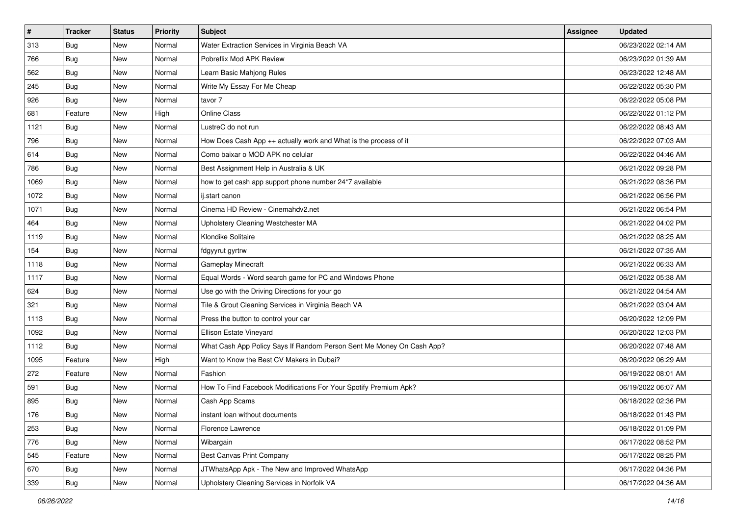| # | Tracker | Status | Priority | Subject | Assignee | Updated |
|---|---|---|---|---|---|---|
| 313 | Bug | New | Normal | Water Extraction Services in Virginia Beach VA | | 06/23/2022 02:14 AM |
| 766 | Bug | New | Normal | Pobreflix Mod APK Review | | 06/23/2022 01:39 AM |
| 562 | Bug | New | Normal | Learn Basic Mahjong Rules | | 06/23/2022 12:48 AM |
| 245 | Bug | New | Normal | Write My Essay For Me Cheap | | 06/22/2022 05:30 PM |
| 926 | Bug | New | Normal | tavor 7 | | 06/22/2022 05:08 PM |
| 681 | Feature | New | High | Online Class | | 06/22/2022 01:12 PM |
| 1121 | Bug | New | Normal | LustreC do not run | | 06/22/2022 08:43 AM |
| 796 | Bug | New | Normal | How Does Cash App ++ actually work and What is the process of it | | 06/22/2022 07:03 AM |
| 614 | Bug | New | Normal | Como baixar o MOD APK no celular | | 06/22/2022 04:46 AM |
| 786 | Bug | New | Normal | Best Assignment Help in Australia & UK | | 06/21/2022 09:28 PM |
| 1069 | Bug | New | Normal | how to get cash app support phone number 24*7 available | | 06/21/2022 08:36 PM |
| 1072 | Bug | New | Normal | ij.start canon | | 06/21/2022 06:56 PM |
| 1071 | Bug | New | Normal | Cinema HD Review - Cinemahdv2.net | | 06/21/2022 06:54 PM |
| 464 | Bug | New | Normal | Upholstery Cleaning Westchester MA | | 06/21/2022 04:02 PM |
| 1119 | Bug | New | Normal | Klondike Solitaire | | 06/21/2022 08:25 AM |
| 154 | Bug | New | Normal | fdgyyrut gyrtrw | | 06/21/2022 07:35 AM |
| 1118 | Bug | New | Normal | Gameplay Minecraft | | 06/21/2022 06:33 AM |
| 1117 | Bug | New | Normal | Equal Words - Word search game for PC and Windows Phone | | 06/21/2022 05:38 AM |
| 624 | Bug | New | Normal | Use go with the Driving Directions for your go | | 06/21/2022 04:54 AM |
| 321 | Bug | New | Normal | Tile & Grout Cleaning Services in Virginia Beach VA | | 06/21/2022 03:04 AM |
| 1113 | Bug | New | Normal | Press the button to control your car | | 06/20/2022 12:09 PM |
| 1092 | Bug | New | Normal | Ellison Estate Vineyard | | 06/20/2022 12:03 PM |
| 1112 | Bug | New | Normal | What Cash App Policy Says If Random Person Sent Me Money On Cash App? | | 06/20/2022 07:48 AM |
| 1095 | Feature | New | High | Want to Know the Best CV Makers in Dubai? | | 06/20/2022 06:29 AM |
| 272 | Feature | New | Normal | Fashion | | 06/19/2022 08:01 AM |
| 591 | Bug | New | Normal | How To Find Facebook Modifications For Your Spotify Premium Apk? | | 06/19/2022 06:07 AM |
| 895 | Bug | New | Normal | Cash App Scams | | 06/18/2022 02:36 PM |
| 176 | Bug | New | Normal | instant loan without documents | | 06/18/2022 01:43 PM |
| 253 | Bug | New | Normal | Florence Lawrence | | 06/18/2022 01:09 PM |
| 776 | Bug | New | Normal | Wibargain | | 06/17/2022 08:52 PM |
| 545 | Feature | New | Normal | Best Canvas Print Company | | 06/17/2022 08:25 PM |
| 670 | Bug | New | Normal | JTWhatsApp Apk - The New and Improved WhatsApp | | 06/17/2022 04:36 PM |
| 339 | Bug | New | Normal | Upholstery Cleaning Services in Norfolk VA | | 06/17/2022 04:36 AM |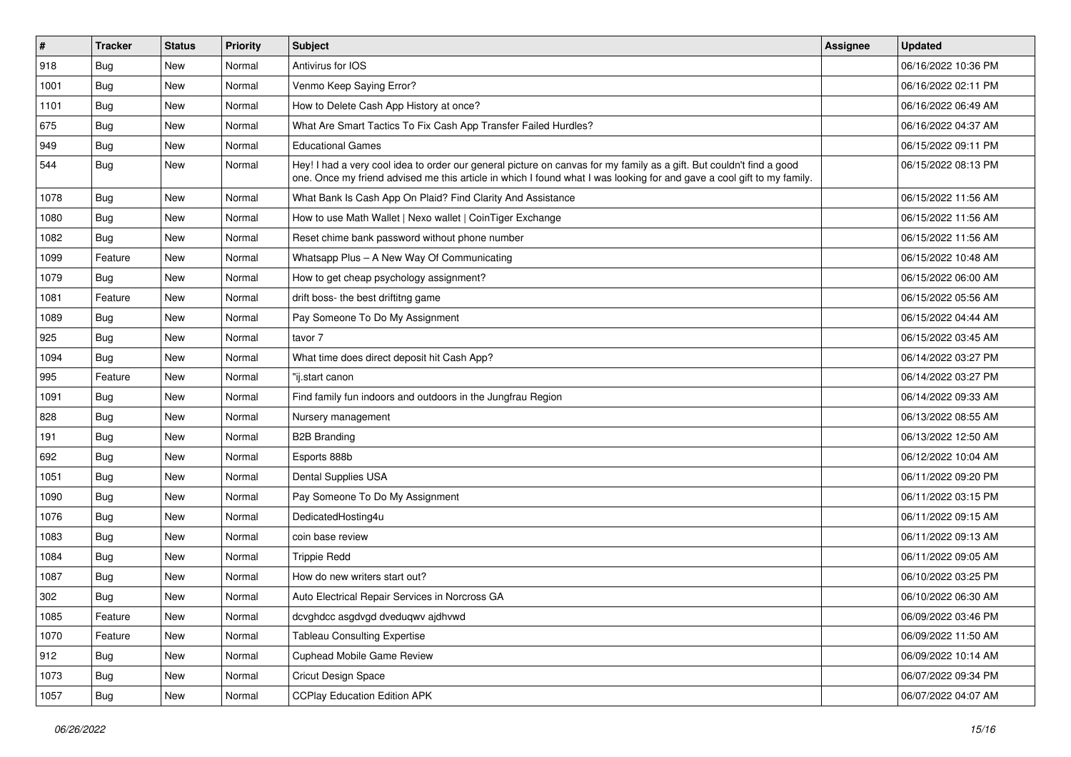| # | Tracker | Status | Priority | Subject | Assignee | Updated |
|---|---|---|---|---|---|---|
| 918 | Bug | New | Normal | Antivirus for IOS | | 06/16/2022 10:36 PM |
| 1001 | Bug | New | Normal | Venmo Keep Saying Error? | | 06/16/2022 02:11 PM |
| 1101 | Bug | New | Normal | How to Delete Cash App History at once? | | 06/16/2022 06:49 AM |
| 675 | Bug | New | Normal | What Are Smart Tactics To Fix Cash App Transfer Failed Hurdles? | | 06/16/2022 04:37 AM |
| 949 | Bug | New | Normal | Educational Games | | 06/15/2022 09:11 PM |
| 544 | Bug | New | Normal | Hey! I had a very cool idea to order our general picture on canvas for my family as a gift. But couldn't find a good one. Once my friend advised me this article in which I found what I was looking for and gave a cool gift to my family. | | 06/15/2022 08:13 PM |
| 1078 | Bug | New | Normal | What Bank Is Cash App On Plaid? Find Clarity And Assistance | | 06/15/2022 11:56 AM |
| 1080 | Bug | New | Normal | How to use Math Wallet \| Nexo wallet \| CoinTiger Exchange | | 06/15/2022 11:56 AM |
| 1082 | Bug | New | Normal | Reset chime bank password without phone number | | 06/15/2022 11:56 AM |
| 1099 | Feature | New | Normal | Whatsapp Plus – A New Way Of Communicating | | 06/15/2022 10:48 AM |
| 1079 | Bug | New | Normal | How to get cheap psychology assignment? | | 06/15/2022 06:00 AM |
| 1081 | Feature | New | Normal | drift boss- the best driftitng game | | 06/15/2022 05:56 AM |
| 1089 | Bug | New | Normal | Pay Someone To Do My Assignment | | 06/15/2022 04:44 AM |
| 925 | Bug | New | Normal | tavor 7 | | 06/15/2022 03:45 AM |
| 1094 | Bug | New | Normal | What time does direct deposit hit Cash App? | | 06/14/2022 03:27 PM |
| 995 | Feature | New | Normal | "ij.start canon | | 06/14/2022 03:27 PM |
| 1091 | Bug | New | Normal | Find family fun indoors and outdoors in the Jungfrau Region | | 06/14/2022 09:33 AM |
| 828 | Bug | New | Normal | Nursery management | | 06/13/2022 08:55 AM |
| 191 | Bug | New | Normal | B2B Branding | | 06/13/2022 12:50 AM |
| 692 | Bug | New | Normal | Esports 888b | | 06/12/2022 10:04 AM |
| 1051 | Bug | New | Normal | Dental Supplies USA | | 06/11/2022 09:20 PM |
| 1090 | Bug | New | Normal | Pay Someone To Do My Assignment | | 06/11/2022 03:15 PM |
| 1076 | Bug | New | Normal | DedicatedHosting4u | | 06/11/2022 09:15 AM |
| 1083 | Bug | New | Normal | coin base review | | 06/11/2022 09:13 AM |
| 1084 | Bug | New | Normal | Trippie Redd | | 06/11/2022 09:05 AM |
| 1087 | Bug | New | Normal | How do new writers start out? | | 06/10/2022 03:25 PM |
| 302 | Bug | New | Normal | Auto Electrical Repair Services in Norcross GA | | 06/10/2022 06:30 AM |
| 1085 | Feature | New | Normal | dcvghdcc asgdvgd dveduqwv ajdhvwd | | 06/09/2022 03:46 PM |
| 1070 | Feature | New | Normal | Tableau Consulting Expertise | | 06/09/2022 11:50 AM |
| 912 | Bug | New | Normal | Cuphead Mobile Game Review | | 06/09/2022 10:14 AM |
| 1073 | Bug | New | Normal | Cricut Design Space | | 06/07/2022 09:34 PM |
| 1057 | Bug | New | Normal | CCPlay Education Edition APK | | 06/07/2022 04:07 AM |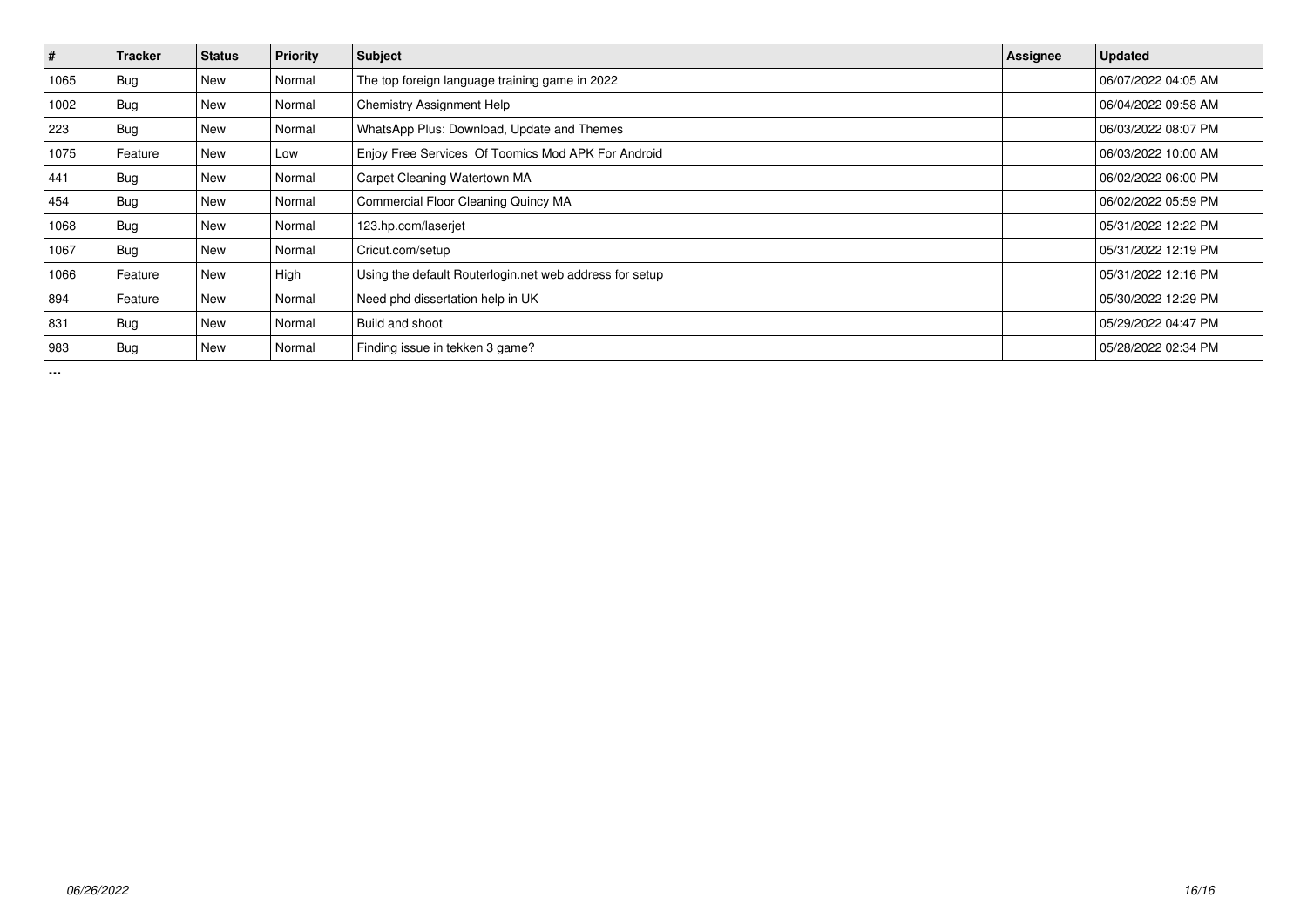| # | Tracker | Status | Priority | Subject | Assignee | Updated |
|---|---|---|---|---|---|---|
| 1065 | Bug | New | Normal | The top foreign language training game in 2022 | | 06/07/2022 04:05 AM |
| 1002 | Bug | New | Normal | Chemistry Assignment Help | | 06/04/2022 09:58 AM |
| 223 | Bug | New | Normal | WhatsApp Plus: Download, Update and Themes | | 06/03/2022 08:07 PM |
| 1075 | Feature | New | Low | Enjoy Free Services Of Toomics Mod APK For Android | | 06/03/2022 10:00 AM |
| 441 | Bug | New | Normal | Carpet Cleaning Watertown MA | | 06/02/2022 06:00 PM |
| 454 | Bug | New | Normal | Commercial Floor Cleaning Quincy MA | | 06/02/2022 05:59 PM |
| 1068 | Bug | New | Normal | 123.hp.com/laserjet | | 05/31/2022 12:22 PM |
| 1067 | Bug | New | Normal | Cricut.com/setup | | 05/31/2022 12:19 PM |
| 1066 | Feature | New | High | Using the default Routerlogin.net web address for setup | | 05/31/2022 12:16 PM |
| 894 | Feature | New | Normal | Need phd dissertation help in UK | | 05/30/2022 12:29 PM |
| 831 | Bug | New | Normal | Build and shoot | | 05/29/2022 04:47 PM |
| 983 | Bug | New | Normal | Finding issue in tekken 3 game? | | 05/28/2022 02:34 PM |

...